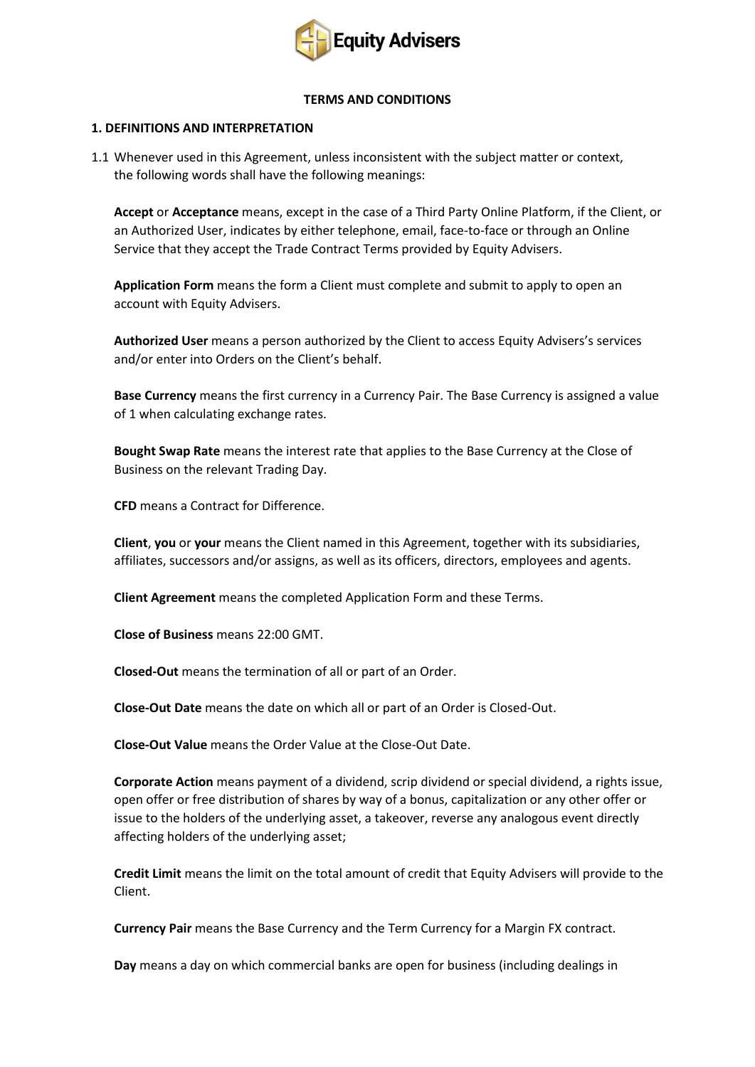**TERMS AND CONDITIONS**

## 1. DEFINITIONS AND INTERPRETATION

1.1 Whenever used in this Agreement, unless inconsistent with the subject matter or context, the following words shall have the following meanings:

**Accept** or **Acceptance** means, except in the case of a Third Party Online Platform, if the Client, or an Authorized User, indicates by either telephone, email, face-to-face or through an Online Service that they accept the Trade Contract Terms provided by Equity Advisers.

**Application Form** means the form a Client must complete and submit to apply to open an account with Equity Advisers.

**Authorized User** means a person authorized by the Client to access Equity Advisers's services and/or enter into Orders on the Client's behalf.

**Base Currency** means the first currency in a Currency Pair. The Base Currency is assigned a value of 1 when calculating exchange rates.

**Bought Swap Rate** means the interest rate that applies to the Base Currency at the Close of Business on the relevant Trading Day.

**CFD** means a Contract for Difference.

**Client**, **you** or **your** means the Client named in this Agreement, together with its subsidiaries, affiliates, successors and/or assigns, as well as its officers, directors, employees and agents.

**Client Agreement** means the completed Application Form and these Terms.

**Close of Business** means 22:00 GMT.

**Closed-Out** means the termination of all or part of an Order.

**Close-Out Date** means the date on which all or part of an Order is Closed-Out.

**Close-Out Value** means the Order Value at the Close-Out Date.

**Corporate Action** means payment of a dividend, scrip dividend or special dividend, a rights issue, open offer or free distribution of shares by way of a bonus, capitalization or any other offer or issue to the holders of the underlying asset, a takeover, reverse any analogous event directly affecting holders of the underlying asset;

**Credit Limit** means the limit on the total amount of credit that Equity Advisers will provide to the Client.

**Currency Pair** means the Base Currency and the Term Currency for a Margin FX contract.

**Day** means a day on which commercial banks are open for business (including dealings in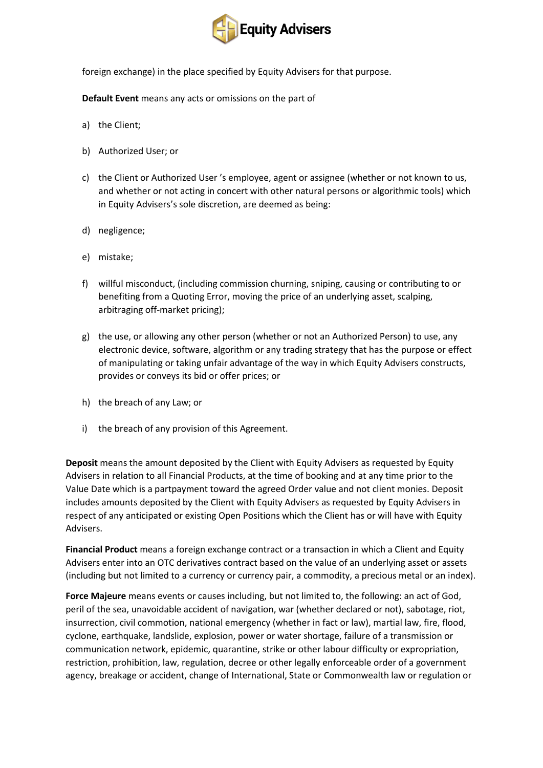foreign exchange) in the place specified by Equity Advisers for that purpose.

**Default Event** means any acts or omissions on the part of

a) the Client;

b) Authorized User; or

c) the Client or Authorized User 's employee, agent or assignee (whether or not known to us, and whether or not acting in concert with other natural persons or algorithmic tools) which in Equity Advisers's sole discretion, are deemed as being:

d) negligence;

e) mistake;

f) willful misconduct, (including commission churning, sniping, causing or contributing to or benefiting from a Quoting Error, moving the price of an underlying asset, scalping, arbitraging off-market pricing);

g) the use, or allowing any other person (whether or not an Authorized Person) to use, any electronic device, software, algorithm or any trading strategy that has the purpose or effect of manipulating or taking unfair advantage of the way in which Equity Advisers constructs, provides or conveys its bid or offer prices; or

h) the breach of any Law; or

i) the breach of any provision of this Agreement.

**Deposit** means the amount deposited by the Client with Equity Advisers as requested by Equity Advisers in relation to all Financial Products, at the time of booking and at any time prior to the Value Date which is a partpayment toward the agreed Order value and not client monies. Deposit includes amounts deposited by the Client with Equity Advisers as requested by Equity Advisers in respect of any anticipated or existing Open Positions which the Client has or will have with Equity Advisers.

**Financial Product** means a foreign exchange contract or a transaction in which a Client and Equity Advisers enter into an OTC derivatives contract based on the value of an underlying asset or assets (including but not limited to a currency or currency pair, a commodity, a precious metal or an index).

**Force Majeure** means events or causes including, but not limited to, the following: an act of God, peril of the sea, unavoidable accident of navigation, war (whether declared or not), sabotage, riot, insurrection, civil commotion, national emergency (whether in fact or law), martial law, fire, flood, cyclone, earthquake, landslide, explosion, power or water shortage, failure of a transmission or communication network, epidemic, quarantine, strike or other labour difficulty or expropriation, restriction, prohibition, law, regulation, decree or other legally enforceable order of a government agency, breakage or accident, change of International, State or Commonwealth law or regulation or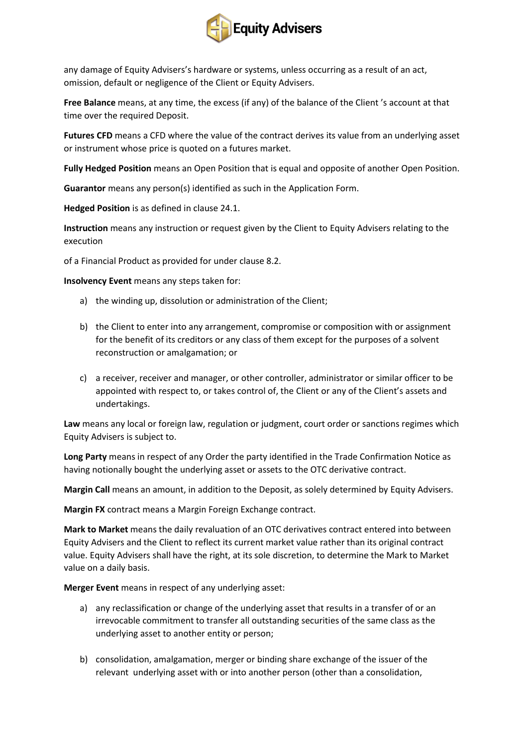any damage of Equity Advisers's hardware or systems, unless occurring as a result of an act, omission, default or negligence of the Client or Equity Advisers.

**Free Balance** means, at any time, the excess (if any) of the balance of the Client 's account at that time over the required Deposit.

**Futures CFD** means a CFD where the value of the contract derives its value from an underlying asset or instrument whose price is quoted on a futures market.

**Fully Hedged Position** means an Open Position that is equal and opposite of another Open Position.

**Guarantor** means any person(s) identified as such in the Application Form.

**Hedged Position** is as defined in clause 24.1.

**Instruction** means any instruction or request given by the Client to Equity Advisers relating to the execution

of a Financial Product as provided for under clause 8.2.

**Insolvency Event** means any steps taken for:

a) the winding up, dissolution or administration of the Client;

b) the Client to enter into any arrangement, compromise or composition with or assignment for the benefit of its creditors or any class of them except for the purposes of a solvent reconstruction or amalgamation; or

c) a receiver, receiver and manager, or other controller, administrator or similar officer to be appointed with respect to, or takes control of, the Client or any of the Client's assets and undertakings.

**Law** means any local or foreign law, regulation or judgment, court order or sanctions regimes which Equity Advisers is subject to.

**Long Party** means in respect of any Order the party identified in the Trade Confirmation Notice as having notionally bought the underlying asset or assets to the OTC derivative contract.

**Margin Call** means an amount, in addition to the Deposit, as solely determined by Equity Advisers.

**Margin FX** contract means a Margin Foreign Exchange contract.

**Mark to Market** means the daily revaluation of an OTC derivatives contract entered into between Equity Advisers and the Client to reflect its current market value rather than its original contract value. Equity Advisers shall have the right, at its sole discretion, to determine the Mark to Market value on a daily basis.

**Merger Event** means in respect of any underlying asset:

a) any reclassification or change of the underlying asset that results in a transfer of or an irrevocable commitment to transfer all outstanding securities of the same class as the underlying asset to another entity or person;

b) consolidation, amalgamation, merger or binding share exchange of the issuer of the relevant underlying asset with or into another person (other than a consolidation,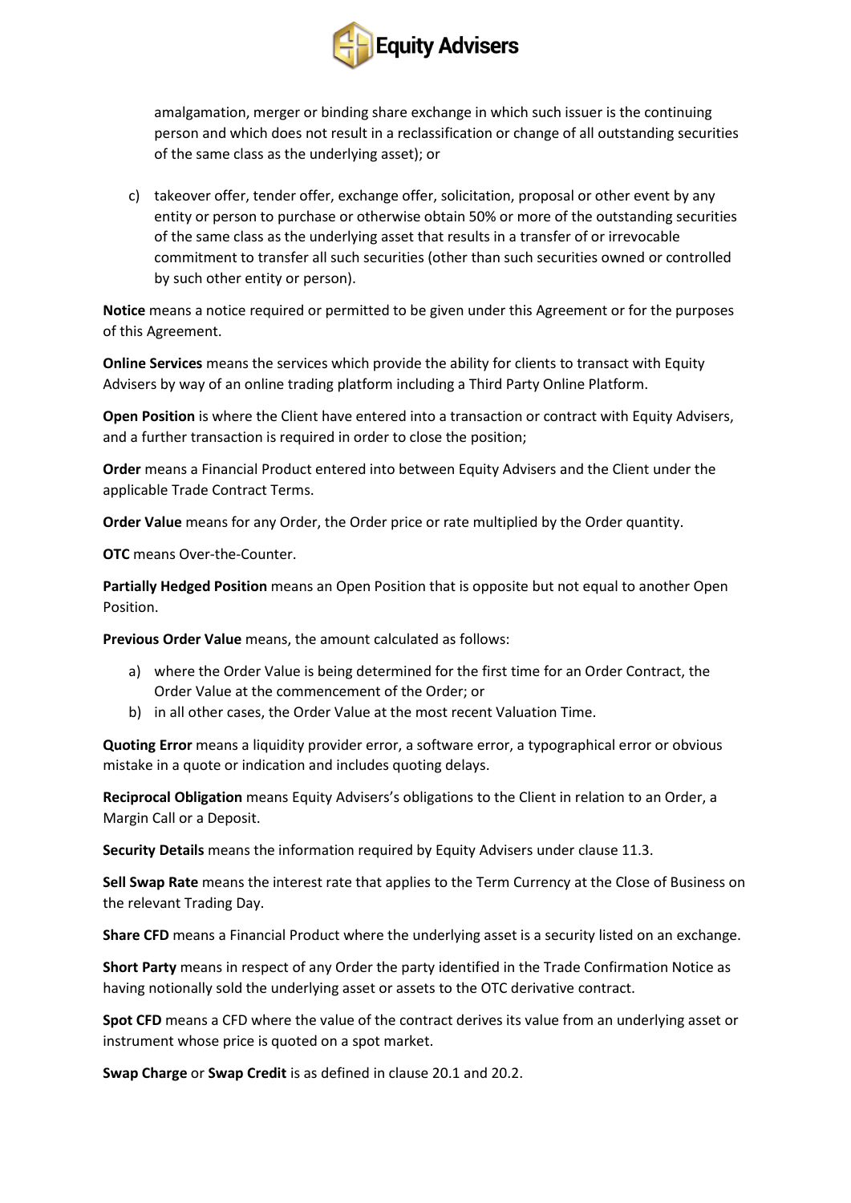amalgamation, merger or binding share exchange in which such issuer is the continuing person and which does not result in a reclassification or change of all outstanding securities of the same class as the underlying asset); or

c) takeover offer, tender offer, exchange offer, solicitation, proposal or other event by any entity or person to purchase or otherwise obtain 50% or more of the outstanding securities of the same class as the underlying asset that results in a transfer of or irrevocable commitment to transfer all such securities (other than such securities owned or controlled by such other entity or person).

**Notice** means a notice required or permitted to be given under this Agreement or for the purposes of this Agreement.

**Online Services** means the services which provide the ability for clients to transact with Equity Advisers by way of an online trading platform including a Third Party Online Platform.

**Open Position** is where the Client have entered into a transaction or contract with Equity Advisers, and a further transaction is required in order to close the position;

**Order** means a Financial Product entered into between Equity Advisers and the Client under the applicable Trade Contract Terms.

**Order Value** means for any Order, the Order price or rate multiplied by the Order quantity.

**OTC** means Over-the-Counter.

**Partially Hedged Position** means an Open Position that is opposite but not equal to another Open Position.

**Previous Order Value** means, the amount calculated as follows:

a) where the Order Value is being determined for the first time for an Order Contract, the Order Value at the commencement of the Order; or
b) in all other cases, the Order Value at the most recent Valuation Time.

**Quoting Error** means a liquidity provider error, a software error, a typographical error or obvious mistake in a quote or indication and includes quoting delays.

**Reciprocal Obligation** means Equity Advisers's obligations to the Client in relation to an Order, a Margin Call or a Deposit.

**Security Details** means the information required by Equity Advisers under clause 11.3.

**Sell Swap Rate** means the interest rate that applies to the Term Currency at the Close of Business on the relevant Trading Day.

**Share CFD** means a Financial Product where the underlying asset is a security listed on an exchange.

**Short Party** means in respect of any Order the party identified in the Trade Confirmation Notice as having notionally sold the underlying asset or assets to the OTC derivative contract.

**Spot CFD** means a CFD where the value of the contract derives its value from an underlying asset or instrument whose price is quoted on a spot market.

**Swap Charge** or **Swap Credit** is as defined in clause 20.1 and 20.2.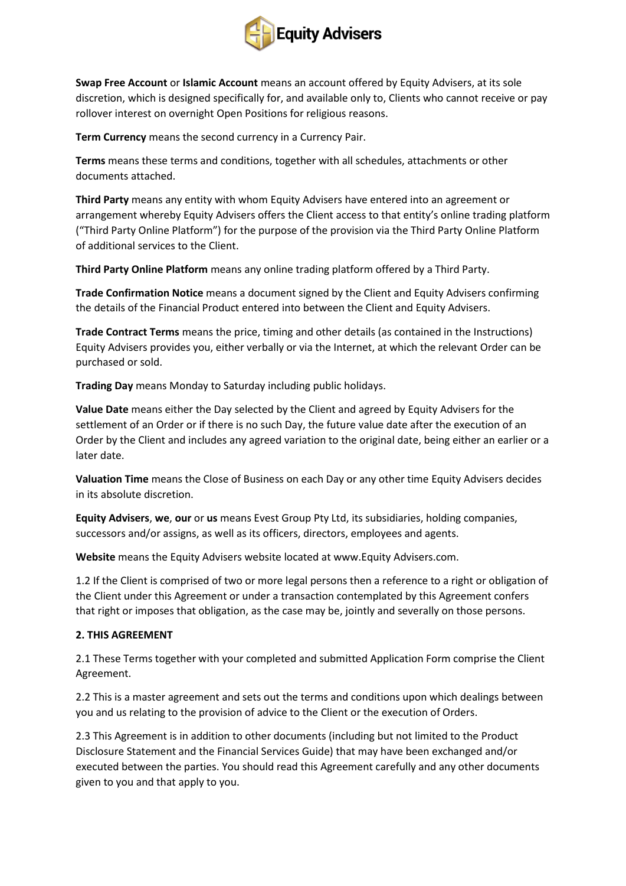**Swap Free Account** or **Islamic Account** means an account offered by Equity Advisers, at its sole discretion, which is designed specifically for, and available only to, Clients who cannot receive or pay rollover interest on overnight Open Positions for religious reasons.

**Term Currency** means the second currency in a Currency Pair.

**Terms** means these terms and conditions, together with all schedules, attachments or other documents attached.

**Third Party** means any entity with whom Equity Advisers have entered into an agreement or arrangement whereby Equity Advisers offers the Client access to that entity's online trading platform ("Third Party Online Platform") for the purpose of the provision via the Third Party Online Platform of additional services to the Client.

**Third Party Online Platform** means any online trading platform offered by a Third Party.

**Trade Confirmation Notice** means a document signed by the Client and Equity Advisers confirming the details of the Financial Product entered into between the Client and Equity Advisers.

**Trade Contract Terms** means the price, timing and other details (as contained in the Instructions) Equity Advisers provides you, either verbally or via the Internet, at which the relevant Order can be purchased or sold.

**Trading Day** means Monday to Saturday including public holidays.

**Value Date** means either the Day selected by the Client and agreed by Equity Advisers for the settlement of an Order or if there is no such Day, the future value date after the execution of an Order by the Client and includes any agreed variation to the original date, being either an earlier or a later date.

**Valuation Time** means the Close of Business on each Day or any other time Equity Advisers decides in its absolute discretion.

**Equity Advisers**, **we**, **our** or **us** means Evest Group Pty Ltd, its subsidiaries, holding companies, successors and/or assigns, as well as its officers, directors, employees and agents.

**Website** means the Equity Advisers website located at www.Equity Advisers.com.

1.2 If the Client is comprised of two or more legal persons then a reference to a right or obligation of the Client under this Agreement or under a transaction contemplated by this Agreement confers that right or imposes that obligation, as the case may be, jointly and severally on those persons.

**2. THIS AGREEMENT**

2.1 These Terms together with your completed and submitted Application Form comprise the Client Agreement.

2.2 This is a master agreement and sets out the terms and conditions upon which dealings between you and us relating to the provision of advice to the Client or the execution of Orders.

2.3 This Agreement is in addition to other documents (including but not limited to the Product Disclosure Statement and the Financial Services Guide) that may have been exchanged and/or executed between the parties. You should read this Agreement carefully and any other documents given to you and that apply to you.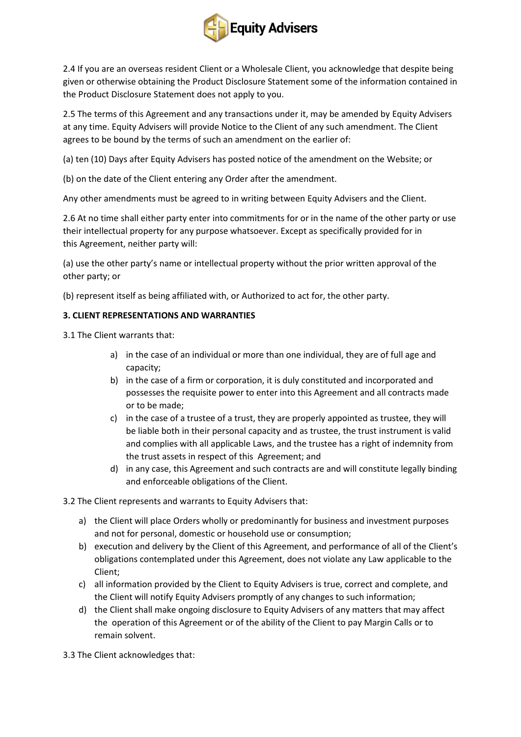2.4 If you are an overseas resident Client or a Wholesale Client, you acknowledge that despite being given or otherwise obtaining the Product Disclosure Statement some of the information contained in the Product Disclosure Statement does not apply to you.

2.5 The terms of this Agreement and any transactions under it, may be amended by Equity Advisers at any time. Equity Advisers will provide Notice to the Client of any such amendment. The Client agrees to be bound by the terms of such an amendment on the earlier of:

(a) ten (10) Days after Equity Advisers has posted notice of the amendment on the Website; or

(b) on the date of the Client entering any Order after the amendment.

Any other amendments must be agreed to in writing between Equity Advisers and the Client.

2.6 At no time shall either party enter into commitments for or in the name of the other party or use their intellectual property for any purpose whatsoever. Except as specifically provided for in this Agreement, neither party will:

(a) use the other party's name or intellectual property without the prior written approval of the other party; or

(b) represent itself as being affiliated with, or Authorized to act for, the other party.

**3. CLIENT REPRESENTATIONS AND WARRANTIES**

3.1 The Client warrants that:

a) in the case of an individual or more than one individual, they are of full age and capacity;
b) in the case of a firm or corporation, it is duly constituted and incorporated and possesses the requisite power to enter into this Agreement and all contracts made or to be made;
c) in the case of a trustee of a trust, they are properly appointed as trustee, they will be liable both in their personal capacity and as trustee, the trust instrument is valid and complies with all applicable Laws, and the trustee has a right of indemnity from the trust assets in respect of this Agreement; and
d) in any case, this Agreement and such contracts are and will constitute legally binding and enforceable obligations of the Client.

3.2 The Client represents and warrants to Equity Advisers that:

a) the Client will place Orders wholly or predominantly for business and investment purposes and not for personal, domestic or household use or consumption;
b) execution and delivery by the Client of this Agreement, and performance of all of the Client's obligations contemplated under this Agreement, does not violate any Law applicable to the Client;
c) all information provided by the Client to Equity Advisers is true, correct and complete, and the Client will notify Equity Advisers promptly of any changes to such information;
d) the Client shall make ongoing disclosure to Equity Advisers of any matters that may affect the operation of this Agreement or of the ability of the Client to pay Margin Calls or to remain solvent.

3.3 The Client acknowledges that: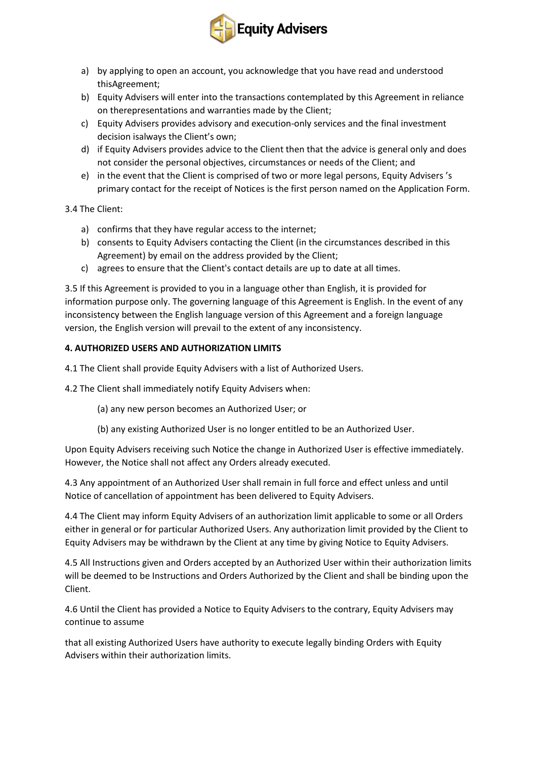a) by applying to open an account, you acknowledge that you have read and understood thisAgreement;
b) Equity Advisers will enter into the transactions contemplated by this Agreement in reliance on therepresentations and warranties made by the Client;
c) Equity Advisers provides advisory and execution-only services and the final investment decision isalways the Client's own;
d) if Equity Advisers provides advice to the Client then that the advice is general only and does not consider the personal objectives, circumstances or needs of the Client; and
e) in the event that the Client is comprised of two or more legal persons, Equity Advisers 's primary contact for the receipt of Notices is the first person named on the Application Form.

3.4 The Client:

a) confirms that they have regular access to the internet;
b) consents to Equity Advisers contacting the Client (in the circumstances described in this Agreement) by email on the address provided by the Client;
c) agrees to ensure that the Client's contact details are up to date at all times.

3.5 If this Agreement is provided to you in a language other than English, it is provided for information purpose only. The governing language of this Agreement is English. In the event of any inconsistency between the English language version of this Agreement and a foreign language version, the English version will prevail to the extent of any inconsistency.

**4. AUTHORIZED USERS AND AUTHORIZATION LIMITS**

4.1 The Client shall provide Equity Advisers with a list of Authorized Users.

4.2 The Client shall immediately notify Equity Advisers when:

(a) any new person becomes an Authorized User; or

(b) any existing Authorized User is no longer entitled to be an Authorized User.

Upon Equity Advisers receiving such Notice the change in Authorized User is effective immediately. However, the Notice shall not affect any Orders already executed.

4.3 Any appointment of an Authorized User shall remain in full force and effect unless and until Notice of cancellation of appointment has been delivered to Equity Advisers.

4.4 The Client may inform Equity Advisers of an authorization limit applicable to some or all Orders either in general or for particular Authorized Users. Any authorization limit provided by the Client to Equity Advisers may be withdrawn by the Client at any time by giving Notice to Equity Advisers.

4.5 All Instructions given and Orders accepted by an Authorized User within their authorization limits will be deemed to be Instructions and Orders Authorized by the Client and shall be binding upon the Client.

4.6 Until the Client has provided a Notice to Equity Advisers to the contrary, Equity Advisers may continue to assume

that all existing Authorized Users have authority to execute legally binding Orders with Equity Advisers within their authorization limits.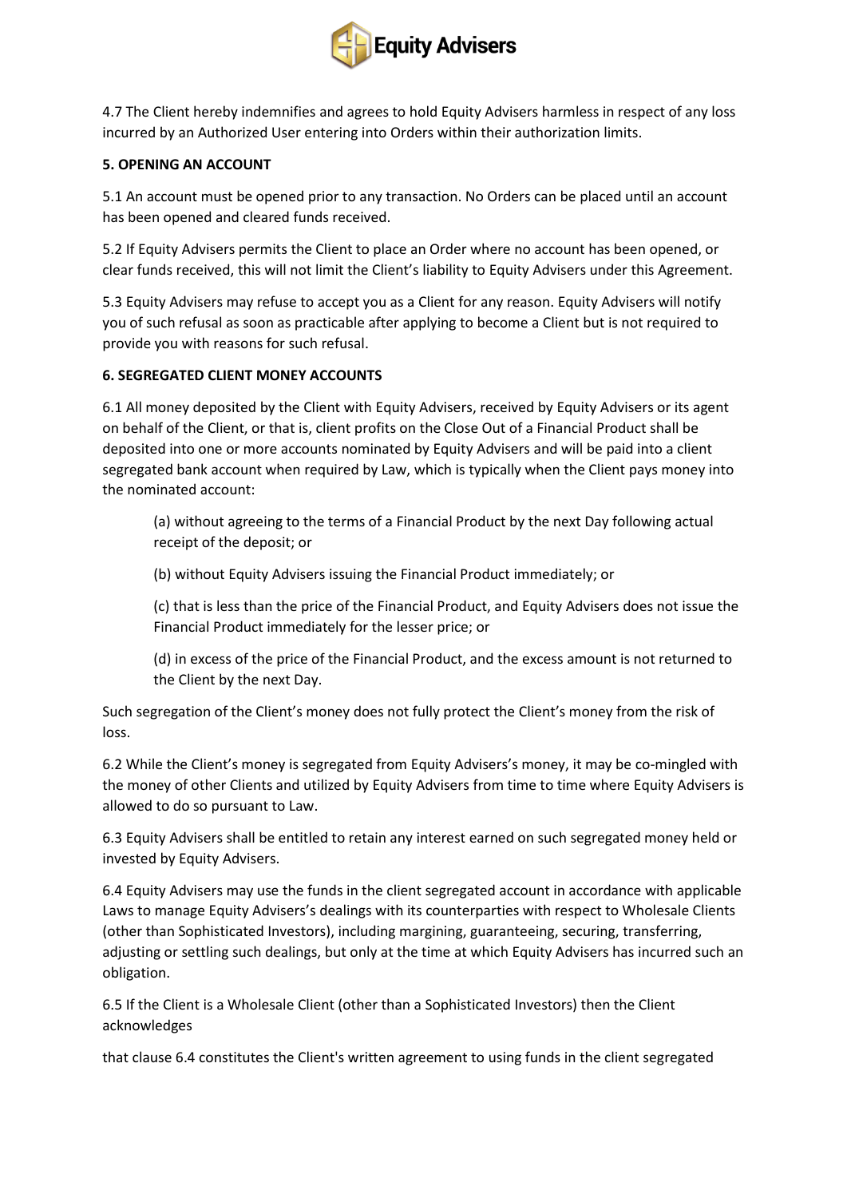4.7 The Client hereby indemnifies and agrees to hold Equity Advisers harmless in respect of any loss incurred by an Authorized User entering into Orders within their authorization limits.

**5. OPENING AN ACCOUNT**

5.1 An account must be opened prior to any transaction. No Orders can be placed until an account has been opened and cleared funds received.

5.2 If Equity Advisers permits the Client to place an Order where no account has been opened, or clear funds received, this will not limit the Client's liability to Equity Advisers under this Agreement.

5.3 Equity Advisers may refuse to accept you as a Client for any reason. Equity Advisers will notify you of such refusal as soon as practicable after applying to become a Client but is not required to provide you with reasons for such refusal.

**6. SEGREGATED CLIENT MONEY ACCOUNTS**

6.1 All money deposited by the Client with Equity Advisers, received by Equity Advisers or its agent on behalf of the Client, or that is, client profits on the Close Out of a Financial Product shall be deposited into one or more accounts nominated by Equity Advisers and will be paid into a client segregated bank account when required by Law, which is typically when the Client pays money into the nominated account:

(a) without agreeing to the terms of a Financial Product by the next Day following actual receipt of the deposit; or

(b) without Equity Advisers issuing the Financial Product immediately; or

(c) that is less than the price of the Financial Product, and Equity Advisers does not issue the Financial Product immediately for the lesser price; or

(d) in excess of the price of the Financial Product, and the excess amount is not returned to the Client by the next Day.

Such segregation of the Client's money does not fully protect the Client's money from the risk of loss.

6.2 While the Client's money is segregated from Equity Advisers's money, it may be co-mingled with the money of other Clients and utilized by Equity Advisers from time to time where Equity Advisers is allowed to do so pursuant to Law.

6.3 Equity Advisers shall be entitled to retain any interest earned on such segregated money held or invested by Equity Advisers.

6.4 Equity Advisers may use the funds in the client segregated account in accordance with applicable Laws to manage Equity Advisers's dealings with its counterparties with respect to Wholesale Clients (other than Sophisticated Investors), including margining, guaranteeing, securing, transferring, adjusting or settling such dealings, but only at the time at which Equity Advisers has incurred such an obligation.

6.5 If the Client is a Wholesale Client (other than a Sophisticated Investors) then the Client acknowledges

that clause 6.4 constitutes the Client's written agreement to using funds in the client segregated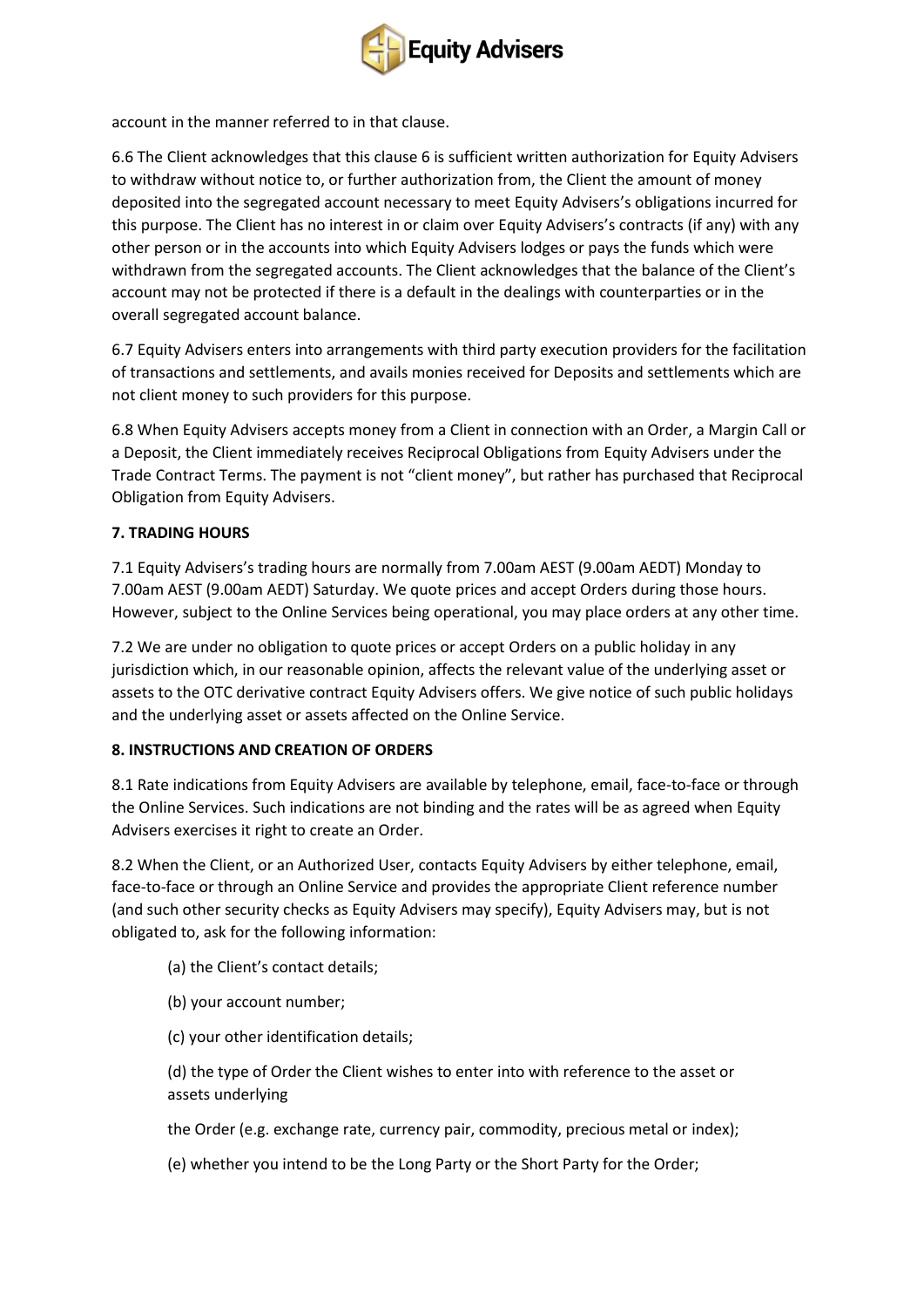account in the manner referred to in that clause.

6.6 The Client acknowledges that this clause 6 is sufficient written authorization for Equity Advisers to withdraw without notice to, or further authorization from, the Client the amount of money deposited into the segregated account necessary to meet Equity Advisers's obligations incurred for this purpose. The Client has no interest in or claim over Equity Advisers's contracts (if any) with any other person or in the accounts into which Equity Advisers lodges or pays the funds which were withdrawn from the segregated accounts. The Client acknowledges that the balance of the Client's account may not be protected if there is a default in the dealings with counterparties or in the overall segregated account balance.

6.7 Equity Advisers enters into arrangements with third party execution providers for the facilitation of transactions and settlements, and avails monies received for Deposits and settlements which are not client money to such providers for this purpose.

6.8 When Equity Advisers accepts money from a Client in connection with an Order, a Margin Call or a Deposit, the Client immediately receives Reciprocal Obligations from Equity Advisers under the Trade Contract Terms. The payment is not "client money", but rather has purchased that Reciprocal Obligation from Equity Advisers.

**7. TRADING HOURS**

7.1 Equity Advisers's trading hours are normally from 7.00am AEST (9.00am AEDT) Monday to 7.00am AEST (9.00am AEDT) Saturday. We quote prices and accept Orders during those hours. However, subject to the Online Services being operational, you may place orders at any other time.

7.2 We are under no obligation to quote prices or accept Orders on a public holiday in any jurisdiction which, in our reasonable opinion, affects the relevant value of the underlying asset or assets to the OTC derivative contract Equity Advisers offers. We give notice of such public holidays and the underlying asset or assets affected on the Online Service.

**8. INSTRUCTIONS AND CREATION OF ORDERS**

8.1 Rate indications from Equity Advisers are available by telephone, email, face-to-face or through the Online Services. Such indications are not binding and the rates will be as agreed when Equity Advisers exercises it right to create an Order.

8.2 When the Client, or an Authorized User, contacts Equity Advisers by either telephone, email, face-to-face or through an Online Service and provides the appropriate Client reference number (and such other security checks as Equity Advisers may specify), Equity Advisers may, but is not obligated to, ask for the following information:

(a) the Client's contact details;

(b) your account number;

(c) your other identification details;

(d) the type of Order the Client wishes to enter into with reference to the asset or assets underlying

the Order (e.g. exchange rate, currency pair, commodity, precious metal or index);

(e) whether you intend to be the Long Party or the Short Party for the Order;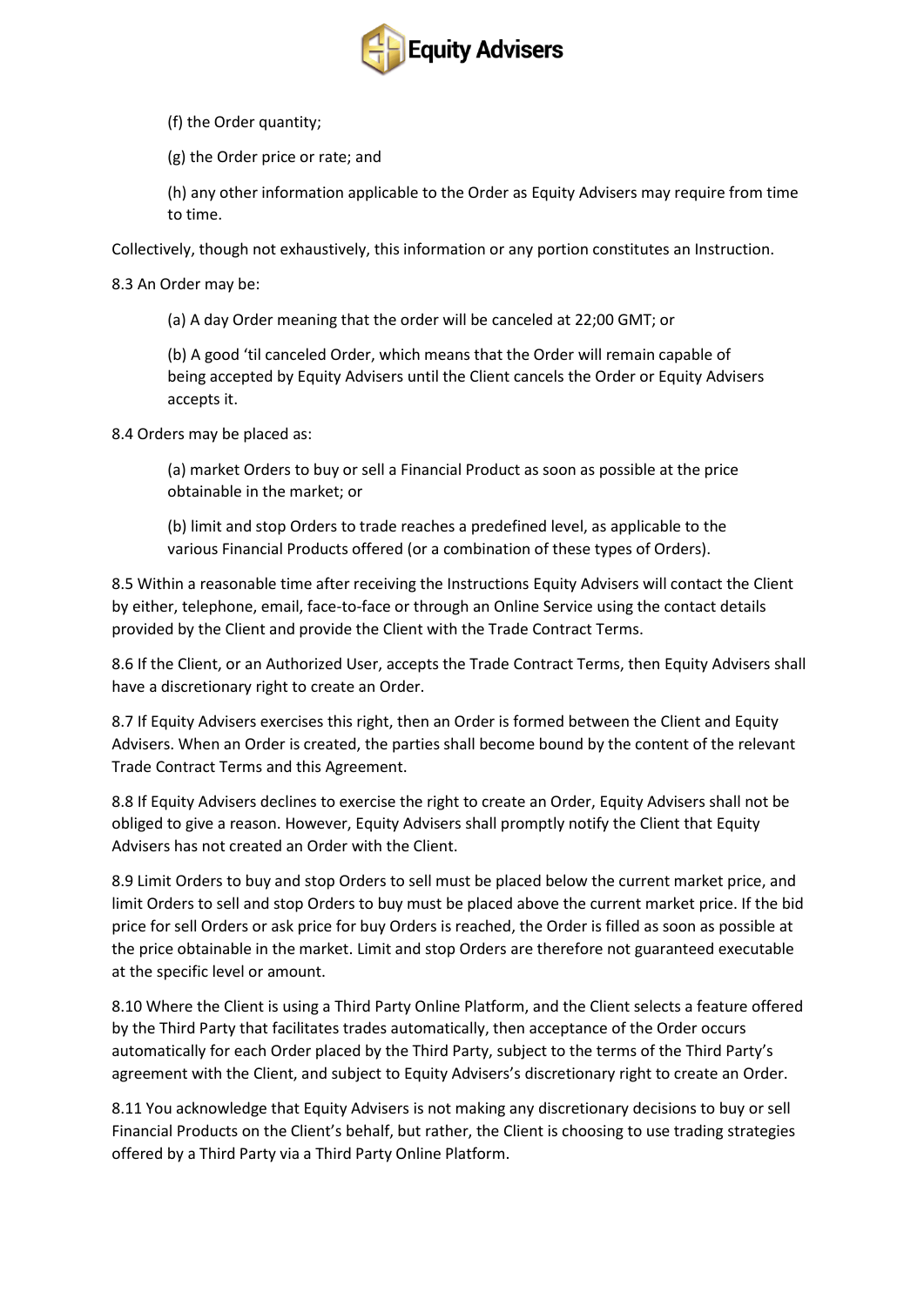(f) the Order quantity;

(g) the Order price or rate; and

(h) any other information applicable to the Order as Equity Advisers may require from time to time.

Collectively, though not exhaustively, this information or any portion constitutes an Instruction.

8.3 An Order may be:

(a) A day Order meaning that the order will be canceled at 22;00 GMT; or

(b) A good 'til canceled Order, which means that the Order will remain capable of being accepted by Equity Advisers until the Client cancels the Order or Equity Advisers accepts it.

8.4 Orders may be placed as:

(a) market Orders to buy or sell a Financial Product as soon as possible at the price obtainable in the market; or

(b) limit and stop Orders to trade reaches a predefined level, as applicable to the various Financial Products offered (or a combination of these types of Orders).

8.5 Within a reasonable time after receiving the Instructions Equity Advisers will contact the Client by either, telephone, email, face-to-face or through an Online Service using the contact details provided by the Client and provide the Client with the Trade Contract Terms.

8.6 If the Client, or an Authorized User, accepts the Trade Contract Terms, then Equity Advisers shall have a discretionary right to create an Order.

8.7 If Equity Advisers exercises this right, then an Order is formed between the Client and Equity Advisers. When an Order is created, the parties shall become bound by the content of the relevant Trade Contract Terms and this Agreement.

8.8 If Equity Advisers declines to exercise the right to create an Order, Equity Advisers shall not be obliged to give a reason. However, Equity Advisers shall promptly notify the Client that Equity Advisers has not created an Order with the Client.

8.9 Limit Orders to buy and stop Orders to sell must be placed below the current market price, and limit Orders to sell and stop Orders to buy must be placed above the current market price. If the bid price for sell Orders or ask price for buy Orders is reached, the Order is filled as soon as possible at the price obtainable in the market. Limit and stop Orders are therefore not guaranteed executable at the specific level or amount.

8.10 Where the Client is using a Third Party Online Platform, and the Client selects a feature offered by the Third Party that facilitates trades automatically, then acceptance of the Order occurs automatically for each Order placed by the Third Party, subject to the terms of the Third Party's agreement with the Client, and subject to Equity Advisers's discretionary right to create an Order.

8.11 You acknowledge that Equity Advisers is not making any discretionary decisions to buy or sell Financial Products on the Client's behalf, but rather, the Client is choosing to use trading strategies offered by a Third Party via a Third Party Online Platform.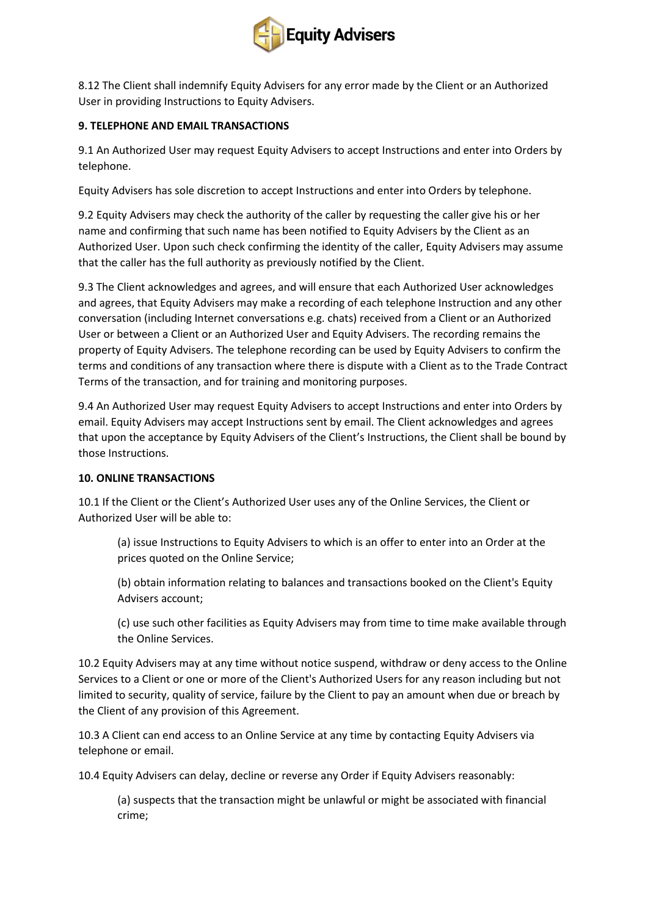8.12 The Client shall indemnify Equity Advisers for any error made by the Client or an Authorized User in providing Instructions to Equity Advisers.

**9. TELEPHONE AND EMAIL TRANSACTIONS**

9.1 An Authorized User may request Equity Advisers to accept Instructions and enter into Orders by telephone.

Equity Advisers has sole discretion to accept Instructions and enter into Orders by telephone.

9.2 Equity Advisers may check the authority of the caller by requesting the caller give his or her name and confirming that such name has been notified to Equity Advisers by the Client as an Authorized User. Upon such check confirming the identity of the caller, Equity Advisers may assume that the caller has the full authority as previously notified by the Client.

9.3 The Client acknowledges and agrees, and will ensure that each Authorized User acknowledges and agrees, that Equity Advisers may make a recording of each telephone Instruction and any other conversation (including Internet conversations e.g. chats) received from a Client or an Authorized User or between a Client or an Authorized User and Equity Advisers. The recording remains the property of Equity Advisers. The telephone recording can be used by Equity Advisers to confirm the terms and conditions of any transaction where there is dispute with a Client as to the Trade Contract Terms of the transaction, and for training and monitoring purposes.

9.4 An Authorized User may request Equity Advisers to accept Instructions and enter into Orders by email. Equity Advisers may accept Instructions sent by email. The Client acknowledges and agrees that upon the acceptance by Equity Advisers of the Client's Instructions, the Client shall be bound by those Instructions.

**10. ONLINE TRANSACTIONS**

10.1 If the Client or the Client's Authorized User uses any of the Online Services, the Client or Authorized User will be able to:

(a) issue Instructions to Equity Advisers to which is an offer to enter into an Order at the prices quoted on the Online Service;

(b) obtain information relating to balances and transactions booked on the Client's Equity Advisers account;

(c) use such other facilities as Equity Advisers may from time to time make available through the Online Services.

10.2 Equity Advisers may at any time without notice suspend, withdraw or deny access to the Online Services to a Client or one or more of the Client's Authorized Users for any reason including but not limited to security, quality of service, failure by the Client to pay an amount when due or breach by the Client of any provision of this Agreement.

10.3 A Client can end access to an Online Service at any time by contacting Equity Advisers via telephone or email.

10.4 Equity Advisers can delay, decline or reverse any Order if Equity Advisers reasonably:

(a) suspects that the transaction might be unlawful or might be associated with financial crime;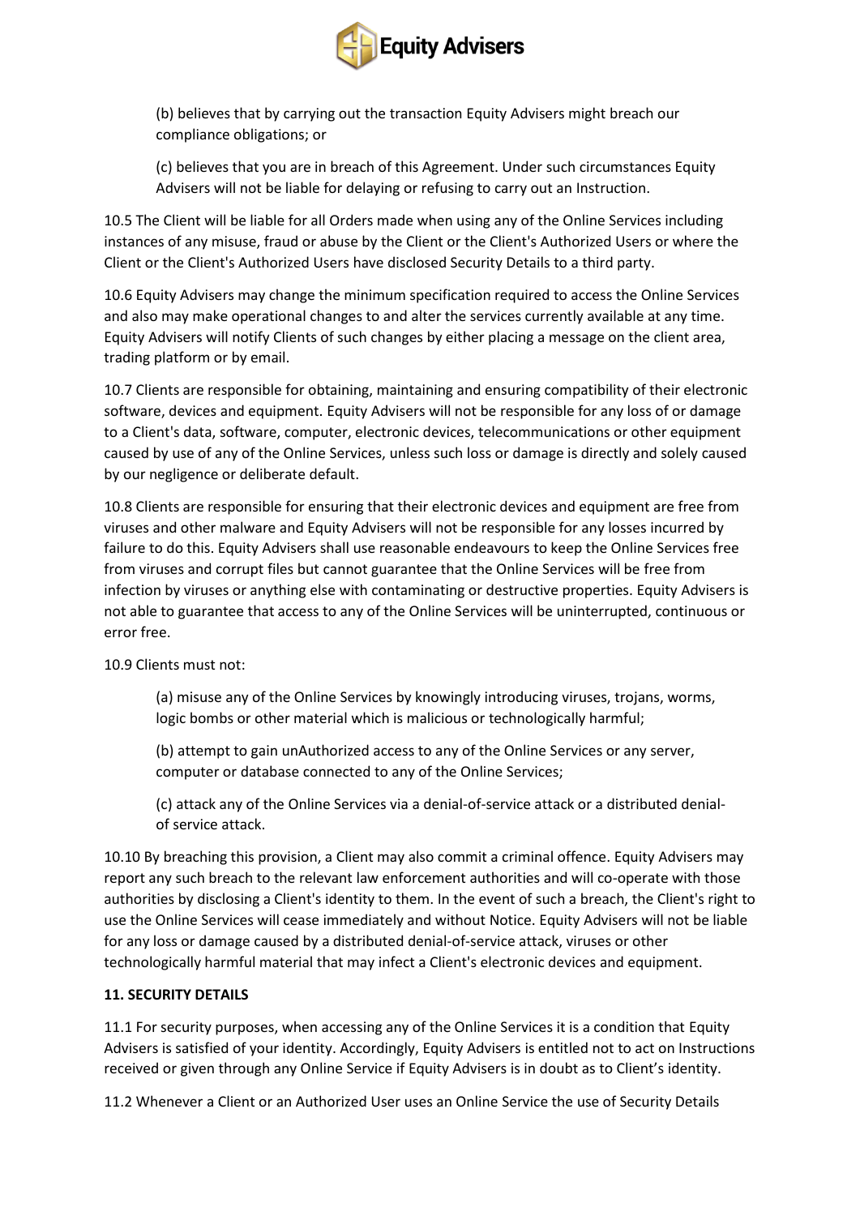(b) believes that by carrying out the transaction Equity Advisers might breach our compliance obligations; or

(c) believes that you are in breach of this Agreement. Under such circumstances Equity Advisers will not be liable for delaying or refusing to carry out an Instruction.

10.5 The Client will be liable for all Orders made when using any of the Online Services including instances of any misuse, fraud or abuse by the Client or the Client's Authorized Users or where the Client or the Client's Authorized Users have disclosed Security Details to a third party.

10.6 Equity Advisers may change the minimum specification required to access the Online Services and also may make operational changes to and alter the services currently available at any time. Equity Advisers will notify Clients of such changes by either placing a message on the client area, trading platform or by email.

10.7 Clients are responsible for obtaining, maintaining and ensuring compatibility of their electronic software, devices and equipment. Equity Advisers will not be responsible for any loss of or damage to a Client's data, software, computer, electronic devices, telecommunications or other equipment caused by use of any of the Online Services, unless such loss or damage is directly and solely caused by our negligence or deliberate default.

10.8 Clients are responsible for ensuring that their electronic devices and equipment are free from viruses and other malware and Equity Advisers will not be responsible for any losses incurred by failure to do this. Equity Advisers shall use reasonable endeavours to keep the Online Services free from viruses and corrupt files but cannot guarantee that the Online Services will be free from infection by viruses or anything else with contaminating or destructive properties. Equity Advisers is not able to guarantee that access to any of the Online Services will be uninterrupted, continuous or error free.

10.9 Clients must not:

(a) misuse any of the Online Services by knowingly introducing viruses, trojans, worms, logic bombs or other material which is malicious or technologically harmful;

(b) attempt to gain unAuthorized access to any of the Online Services or any server, computer or database connected to any of the Online Services;

(c) attack any of the Online Services via a denial-of-service attack or a distributed denial-of service attack.

10.10 By breaching this provision, a Client may also commit a criminal offence. Equity Advisers may report any such breach to the relevant law enforcement authorities and will co-operate with those authorities by disclosing a Client's identity to them. In the event of such a breach, the Client's right to use the Online Services will cease immediately and without Notice. Equity Advisers will not be liable for any loss or damage caused by a distributed denial-of-service attack, viruses or other technologically harmful material that may infect a Client's electronic devices and equipment.

**11. SECURITY DETAILS**

11.1 For security purposes, when accessing any of the Online Services it is a condition that Equity Advisers is satisfied of your identity. Accordingly, Equity Advisers is entitled not to act on Instructions received or given through any Online Service if Equity Advisers is in doubt as to Client's identity.

11.2 Whenever a Client or an Authorized User uses an Online Service the use of Security Details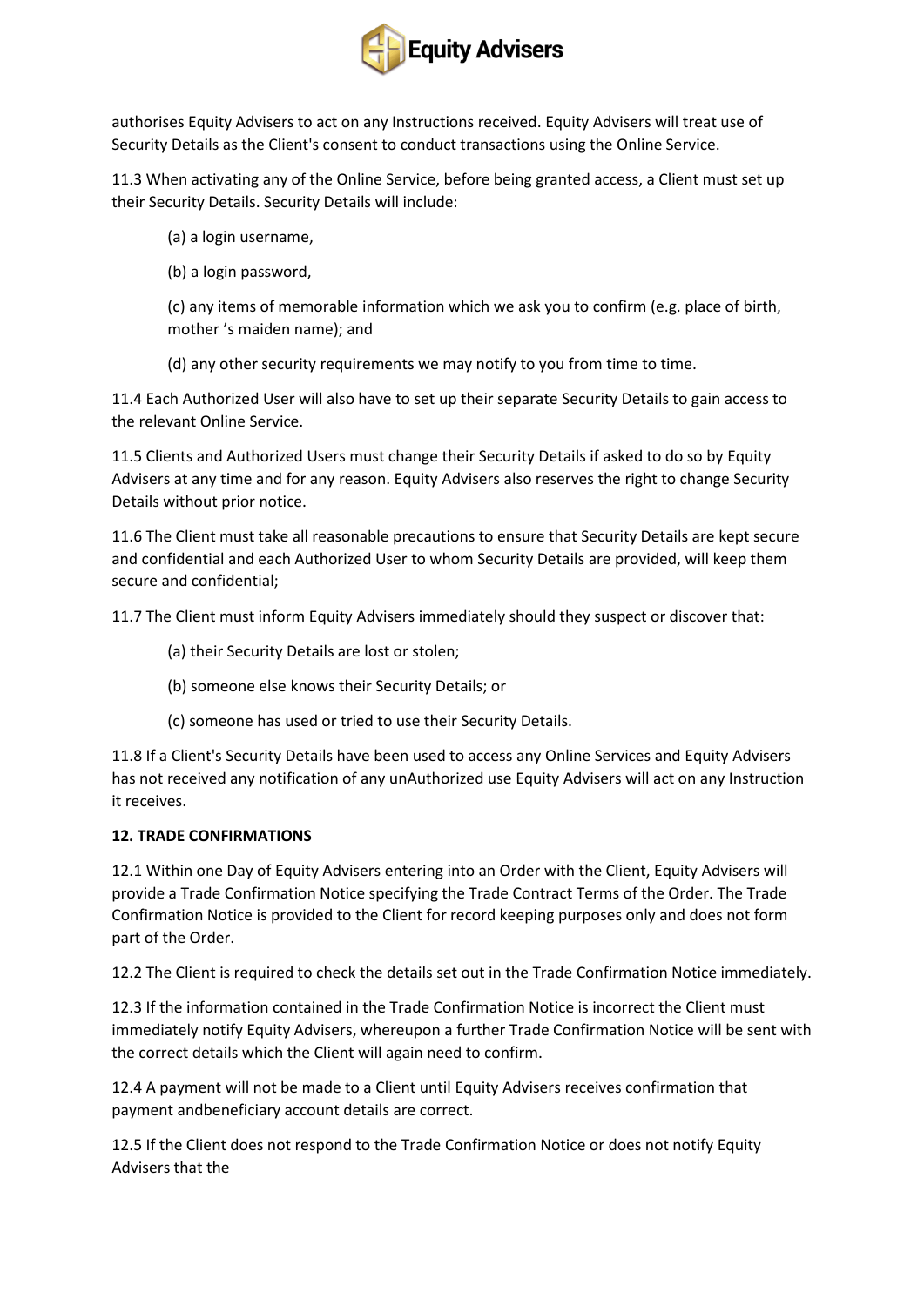authorises Equity Advisers to act on any Instructions received. Equity Advisers will treat use of Security Details as the Client's consent to conduct transactions using the Online Service.

11.3 When activating any of the Online Service, before being granted access, a Client must set up their Security Details. Security Details will include:

(a) a login username,

(b) a login password,

(c) any items of memorable information which we ask you to confirm (e.g. place of birth, mother 's maiden name); and

(d) any other security requirements we may notify to you from time to time.

11.4 Each Authorized User will also have to set up their separate Security Details to gain access to the relevant Online Service.

11.5 Clients and Authorized Users must change their Security Details if asked to do so by Equity Advisers at any time and for any reason. Equity Advisers also reserves the right to change Security Details without prior notice.

11.6 The Client must take all reasonable precautions to ensure that Security Details are kept secure and confidential and each Authorized User to whom Security Details are provided, will keep them secure and confidential;

11.7 The Client must inform Equity Advisers immediately should they suspect or discover that:

(a) their Security Details are lost or stolen;

(b) someone else knows their Security Details; or

(c) someone has used or tried to use their Security Details.

11.8 If a Client's Security Details have been used to access any Online Services and Equity Advisers has not received any notification of any unAuthorized use Equity Advisers will act on any Instruction it receives.

**12. TRADE CONFIRMATIONS**

12.1 Within one Day of Equity Advisers entering into an Order with the Client, Equity Advisers will provide a Trade Confirmation Notice specifying the Trade Contract Terms of the Order. The Trade Confirmation Notice is provided to the Client for record keeping purposes only and does not form part of the Order.

12.2 The Client is required to check the details set out in the Trade Confirmation Notice immediately.

12.3 If the information contained in the Trade Confirmation Notice is incorrect the Client must immediately notify Equity Advisers, whereupon a further Trade Confirmation Notice will be sent with the correct details which the Client will again need to confirm.

12.4 A payment will not be made to a Client until Equity Advisers receives confirmation that payment andbeneficiary account details are correct.

12.5 If the Client does not respond to the Trade Confirmation Notice or does not notify Equity Advisers that the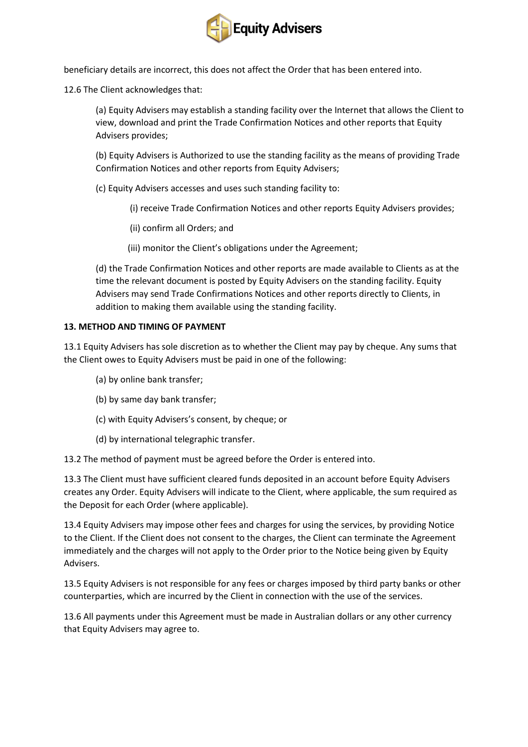beneficiary details are incorrect, this does not affect the Order that has been entered into.

12.6 The Client acknowledges that:

(a) Equity Advisers may establish a standing facility over the Internet that allows the Client to view, download and print the Trade Confirmation Notices and other reports that Equity Advisers provides;

(b) Equity Advisers is Authorized to use the standing facility as the means of providing Trade Confirmation Notices and other reports from Equity Advisers;

(c) Equity Advisers accesses and uses such standing facility to:

(i) receive Trade Confirmation Notices and other reports Equity Advisers provides;

(ii) confirm all Orders; and

(iii) monitor the Client's obligations under the Agreement;

(d) the Trade Confirmation Notices and other reports are made available to Clients as at the time the relevant document is posted by Equity Advisers on the standing facility. Equity Advisers may send Trade Confirmations Notices and other reports directly to Clients, in addition to making them available using the standing facility.

**13. METHOD AND TIMING OF PAYMENT**

13.1 Equity Advisers has sole discretion as to whether the Client may pay by cheque. Any sums that the Client owes to Equity Advisers must be paid in one of the following:

(a) by online bank transfer;

(b) by same day bank transfer;

(c) with Equity Advisers's consent, by cheque; or

(d) by international telegraphic transfer.

13.2 The method of payment must be agreed before the Order is entered into.

13.3 The Client must have sufficient cleared funds deposited in an account before Equity Advisers creates any Order. Equity Advisers will indicate to the Client, where applicable, the sum required as the Deposit for each Order (where applicable).

13.4 Equity Advisers may impose other fees and charges for using the services, by providing Notice to the Client. If the Client does not consent to the charges, the Client can terminate the Agreement immediately and the charges will not apply to the Order prior to the Notice being given by Equity Advisers.

13.5 Equity Advisers is not responsible for any fees or charges imposed by third party banks or other counterparties, which are incurred by the Client in connection with the use of the services.

13.6 All payments under this Agreement must be made in Australian dollars or any other currency that Equity Advisers may agree to.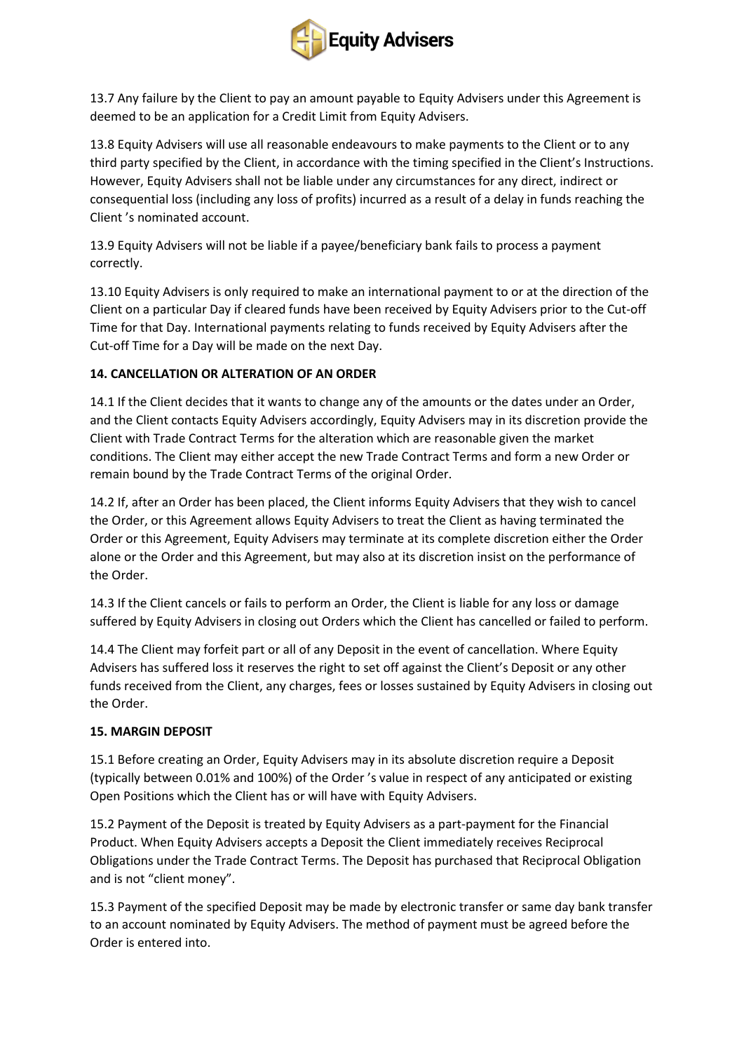13.7 Any failure by the Client to pay an amount payable to Equity Advisers under this Agreement is deemed to be an application for a Credit Limit from Equity Advisers.

13.8 Equity Advisers will use all reasonable endeavours to make payments to the Client or to any third party specified by the Client, in accordance with the timing specified in the Client's Instructions. However, Equity Advisers shall not be liable under any circumstances for any direct, indirect or consequential loss (including any loss of profits) incurred as a result of a delay in funds reaching the Client 's nominated account.

13.9 Equity Advisers will not be liable if a payee/beneficiary bank fails to process a payment correctly.

13.10 Equity Advisers is only required to make an international payment to or at the direction of the Client on a particular Day if cleared funds have been received by Equity Advisers prior to the Cut-off Time for that Day. International payments relating to funds received by Equity Advisers after the Cut-off Time for a Day will be made on the next Day.

**14. CANCELLATION OR ALTERATION OF AN ORDER**

14.1 If the Client decides that it wants to change any of the amounts or the dates under an Order, and the Client contacts Equity Advisers accordingly, Equity Advisers may in its discretion provide the Client with Trade Contract Terms for the alteration which are reasonable given the market conditions. The Client may either accept the new Trade Contract Terms and form a new Order or remain bound by the Trade Contract Terms of the original Order.

14.2 If, after an Order has been placed, the Client informs Equity Advisers that they wish to cancel the Order, or this Agreement allows Equity Advisers to treat the Client as having terminated the Order or this Agreement, Equity Advisers may terminate at its complete discretion either the Order alone or the Order and this Agreement, but may also at its discretion insist on the performance of the Order.

14.3 If the Client cancels or fails to perform an Order, the Client is liable for any loss or damage suffered by Equity Advisers in closing out Orders which the Client has cancelled or failed to perform.

14.4 The Client may forfeit part or all of any Deposit in the event of cancellation. Where Equity Advisers has suffered loss it reserves the right to set off against the Client's Deposit or any other funds received from the Client, any charges, fees or losses sustained by Equity Advisers in closing out the Order.

**15. MARGIN DEPOSIT**

15.1 Before creating an Order, Equity Advisers may in its absolute discretion require a Deposit (typically between 0.01% and 100%) of the Order 's value in respect of any anticipated or existing Open Positions which the Client has or will have with Equity Advisers.

15.2 Payment of the Deposit is treated by Equity Advisers as a part-payment for the Financial Product. When Equity Advisers accepts a Deposit the Client immediately receives Reciprocal Obligations under the Trade Contract Terms. The Deposit has purchased that Reciprocal Obligation and is not "client money".

15.3 Payment of the specified Deposit may be made by electronic transfer or same day bank transfer to an account nominated by Equity Advisers. The method of payment must be agreed before the Order is entered into.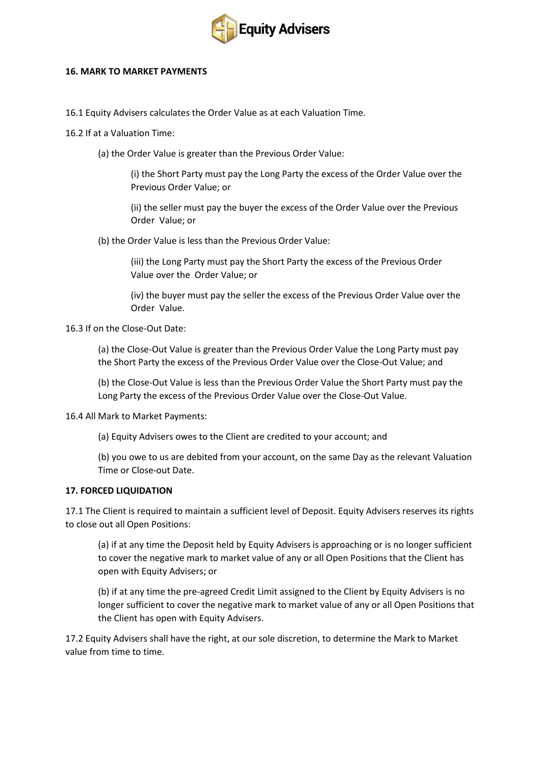## 16. MARK TO MARKET PAYMENTS

16.1 Equity Advisers calculates the Order Value as at each Valuation Time.

16.2 If at a Valuation Time:

(a) the Order Value is greater than the Previous Order Value:

(i) the Short Party must pay the Long Party the excess of the Order Value over the Previous Order Value; or

(ii) the seller must pay the buyer the excess of the Order Value over the Previous Order Value; or

(b) the Order Value is less than the Previous Order Value:

(iii) the Long Party must pay the Short Party the excess of the Previous Order Value over the Order Value; or

(iv) the buyer must pay the seller the excess of the Previous Order Value over the Order Value.

16.3 If on the Close-Out Date:

(a) the Close-Out Value is greater than the Previous Order Value the Long Party must pay the Short Party the excess of the Previous Order Value over the Close-Out Value; and

(b) the Close-Out Value is less than the Previous Order Value the Short Party must pay the Long Party the excess of the Previous Order Value over the Close-Out Value.

16.4 All Mark to Market Payments:

(a) Equity Advisers owes to the Client are credited to your account; and

(b) you owe to us are debited from your account, on the same Day as the relevant Valuation Time or Close-out Date.

## 17. FORCED LIQUIDATION

17.1 The Client is required to maintain a sufficient level of Deposit. Equity Advisers reserves its rights to close out all Open Positions:

(a) if at any time the Deposit held by Equity Advisers is approaching or is no longer sufficient to cover the negative mark to market value of any or all Open Positions that the Client has open with Equity Advisers; or

(b) if at any time the pre-agreed Credit Limit assigned to the Client by Equity Advisers is no longer sufficient to cover the negative mark to market value of any or all Open Positions that the Client has open with Equity Advisers.

17.2 Equity Advisers shall have the right, at our sole discretion, to determine the Mark to Market value from time to time.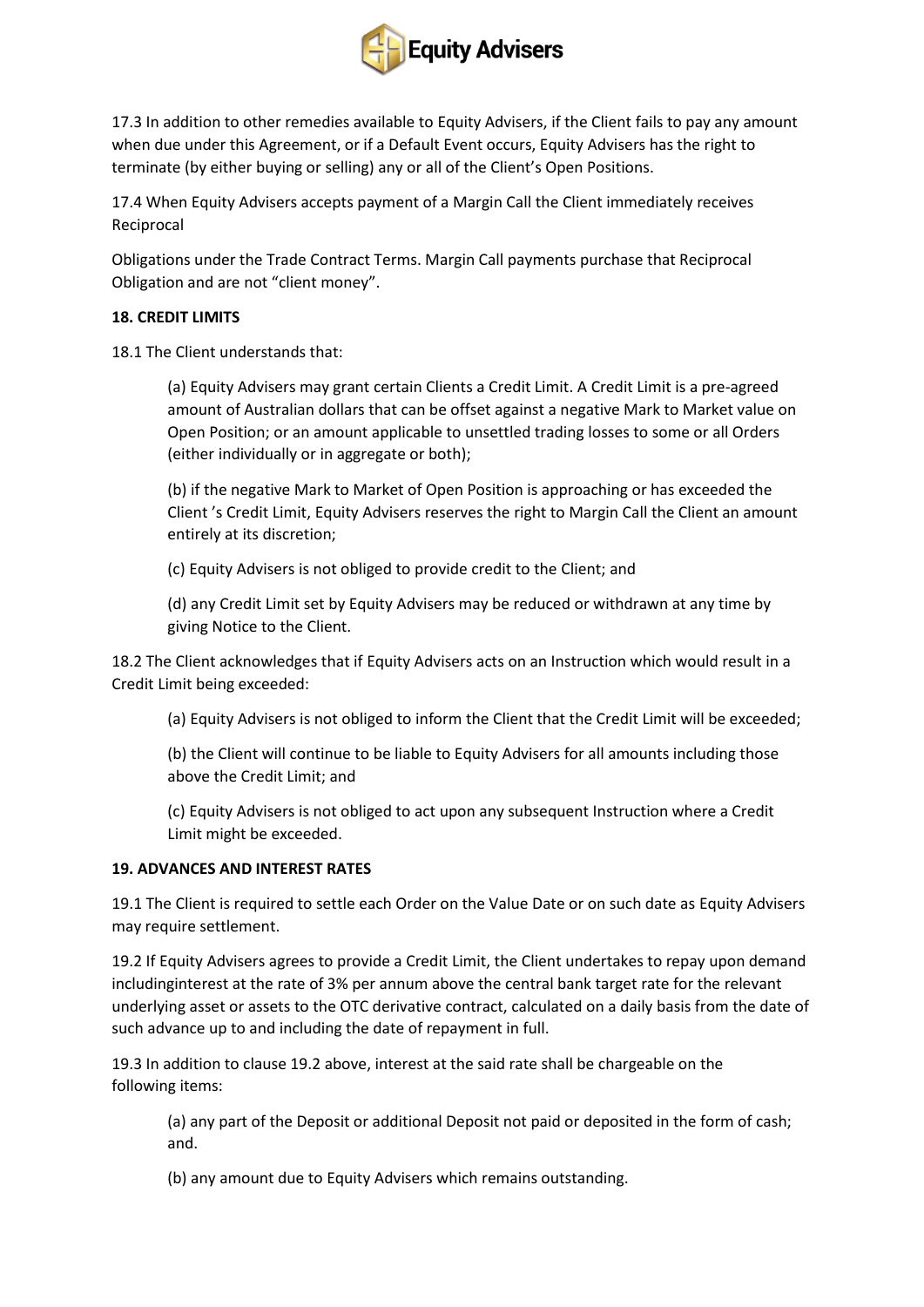17.3 In addition to other remedies available to Equity Advisers, if the Client fails to pay any amount when due under this Agreement, or if a Default Event occurs, Equity Advisers has the right to terminate (by either buying or selling) any or all of the Client's Open Positions.

17.4 When Equity Advisers accepts payment of a Margin Call the Client immediately receives Reciprocal

Obligations under the Trade Contract Terms. Margin Call payments purchase that Reciprocal Obligation and are not "client money".

**18. CREDIT LIMITS**

18.1 The Client understands that:

(a) Equity Advisers may grant certain Clients a Credit Limit. A Credit Limit is a pre-agreed amount of Australian dollars that can be offset against a negative Mark to Market value on Open Position; or an amount applicable to unsettled trading losses to some or all Orders (either individually or in aggregate or both);

(b) if the negative Mark to Market of Open Position is approaching or has exceeded the Client 's Credit Limit, Equity Advisers reserves the right to Margin Call the Client an amount entirely at its discretion;

(c) Equity Advisers is not obliged to provide credit to the Client; and

(d) any Credit Limit set by Equity Advisers may be reduced or withdrawn at any time by giving Notice to the Client.

18.2 The Client acknowledges that if Equity Advisers acts on an Instruction which would result in a Credit Limit being exceeded:

(a) Equity Advisers is not obliged to inform the Client that the Credit Limit will be exceeded;

(b) the Client will continue to be liable to Equity Advisers for all amounts including those above the Credit Limit; and

(c) Equity Advisers is not obliged to act upon any subsequent Instruction where a Credit Limit might be exceeded.

**19. ADVANCES AND INTEREST RATES**

19.1 The Client is required to settle each Order on the Value Date or on such date as Equity Advisers may require settlement.

19.2 If Equity Advisers agrees to provide a Credit Limit, the Client undertakes to repay upon demand includinginterest at the rate of 3% per annum above the central bank target rate for the relevant underlying asset or assets to the OTC derivative contract, calculated on a daily basis from the date of such advance up to and including the date of repayment in full.

19.3 In addition to clause 19.2 above, interest at the said rate shall be chargeable on the following items:

(a) any part of the Deposit or additional Deposit not paid or deposited in the form of cash; and.

(b) any amount due to Equity Advisers which remains outstanding.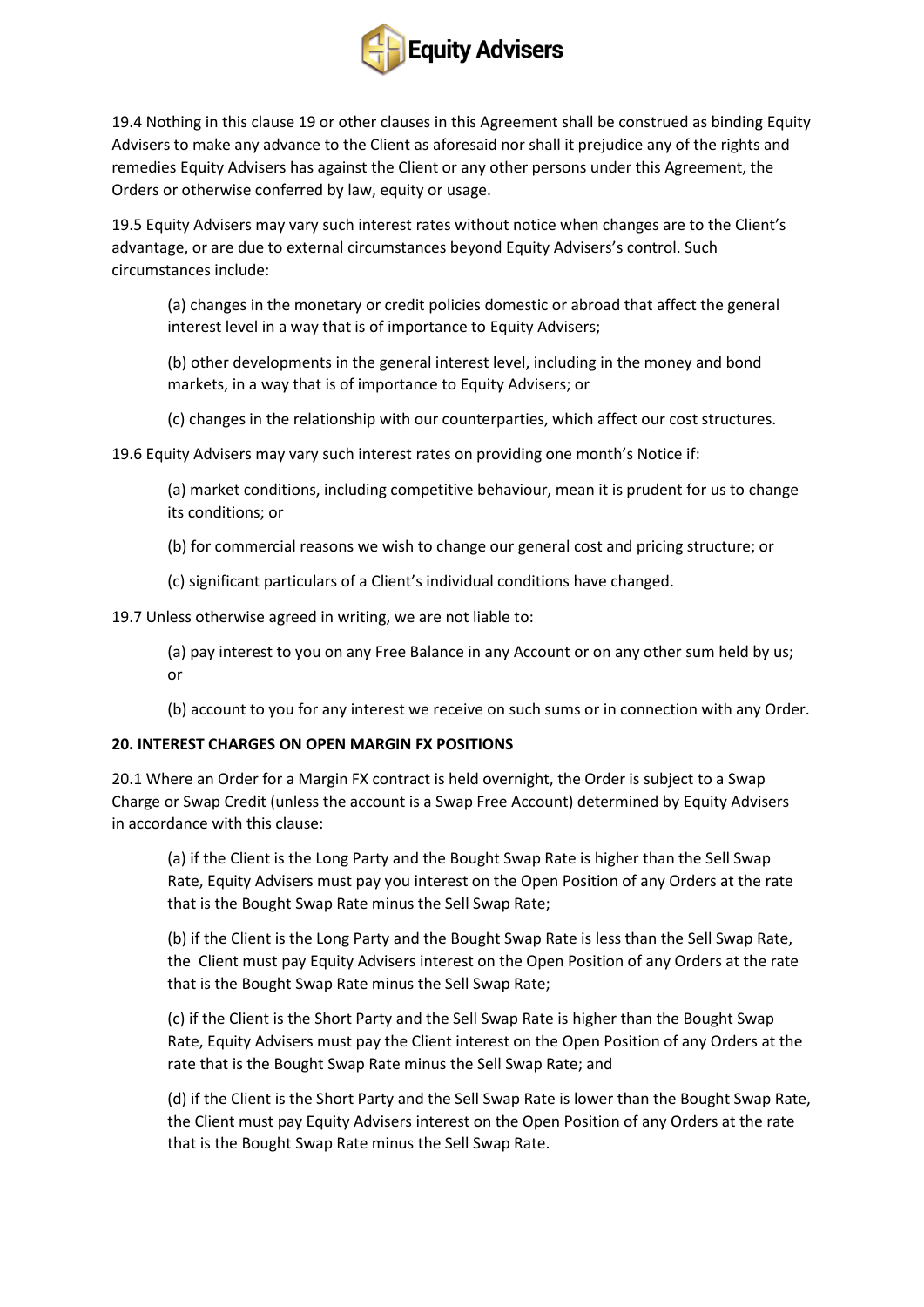19.4 Nothing in this clause 19 or other clauses in this Agreement shall be construed as binding Equity Advisers to make any advance to the Client as aforesaid nor shall it prejudice any of the rights and remedies Equity Advisers has against the Client or any other persons under this Agreement, the Orders or otherwise conferred by law, equity or usage.

19.5 Equity Advisers may vary such interest rates without notice when changes are to the Client's advantage, or are due to external circumstances beyond Equity Advisers's control. Such circumstances include:

(a) changes in the monetary or credit policies domestic or abroad that affect the general interest level in a way that is of importance to Equity Advisers;

(b) other developments in the general interest level, including in the money and bond markets, in a way that is of importance to Equity Advisers; or

(c) changes in the relationship with our counterparties, which affect our cost structures.

19.6 Equity Advisers may vary such interest rates on providing one month's Notice if:

(a) market conditions, including competitive behaviour, mean it is prudent for us to change its conditions; or

(b) for commercial reasons we wish to change our general cost and pricing structure; or

(c) significant particulars of a Client's individual conditions have changed.

19.7 Unless otherwise agreed in writing, we are not liable to:

(a) pay interest to you on any Free Balance in any Account or on any other sum held by us; or

(b) account to you for any interest we receive on such sums or in connection with any Order.

**20. INTEREST CHARGES ON OPEN MARGIN FX POSITIONS**

20.1 Where an Order for a Margin FX contract is held overnight, the Order is subject to a Swap Charge or Swap Credit (unless the account is a Swap Free Account) determined by Equity Advisers in accordance with this clause:

(a) if the Client is the Long Party and the Bought Swap Rate is higher than the Sell Swap Rate, Equity Advisers must pay you interest on the Open Position of any Orders at the rate that is the Bought Swap Rate minus the Sell Swap Rate;

(b) if the Client is the Long Party and the Bought Swap Rate is less than the Sell Swap Rate, the Client must pay Equity Advisers interest on the Open Position of any Orders at the rate that is the Bought Swap Rate minus the Sell Swap Rate;

(c) if the Client is the Short Party and the Sell Swap Rate is higher than the Bought Swap Rate, Equity Advisers must pay the Client interest on the Open Position of any Orders at the rate that is the Bought Swap Rate minus the Sell Swap Rate; and

(d) if the Client is the Short Party and the Sell Swap Rate is lower than the Bought Swap Rate, the Client must pay Equity Advisers interest on the Open Position of any Orders at the rate that is the Bought Swap Rate minus the Sell Swap Rate.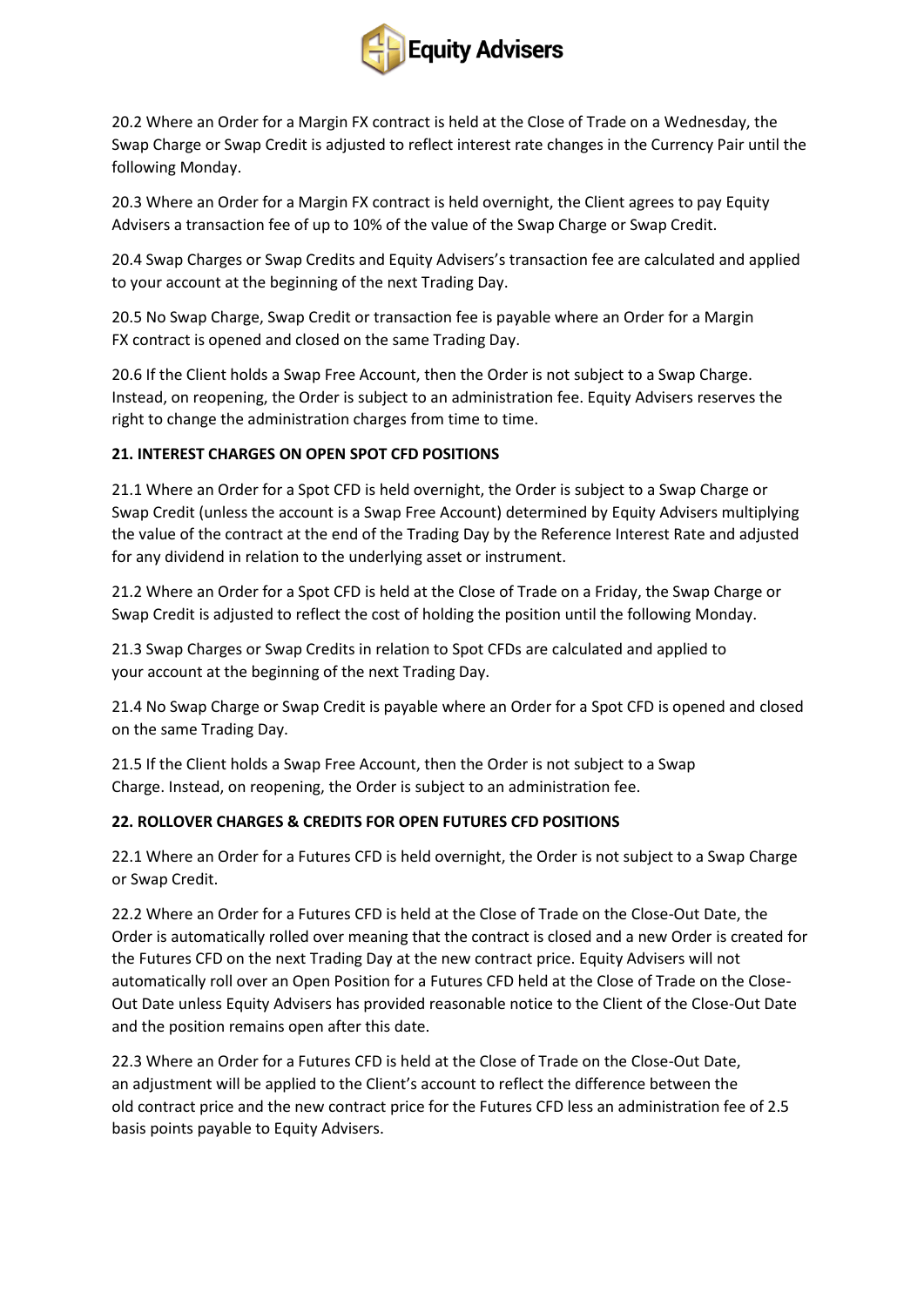20.2 Where an Order for a Margin FX contract is held at the Close of Trade on a Wednesday, the Swap Charge or Swap Credit is adjusted to reflect interest rate changes in the Currency Pair until the following Monday.

20.3 Where an Order for a Margin FX contract is held overnight, the Client agrees to pay Equity Advisers a transaction fee of up to 10% of the value of the Swap Charge or Swap Credit.

20.4 Swap Charges or Swap Credits and Equity Advisers's transaction fee are calculated and applied to your account at the beginning of the next Trading Day.

20.5 No Swap Charge, Swap Credit or transaction fee is payable where an Order for a Margin FX contract is opened and closed on the same Trading Day.

20.6 If the Client holds a Swap Free Account, then the Order is not subject to a Swap Charge. Instead, on reopening, the Order is subject to an administration fee. Equity Advisers reserves the right to change the administration charges from time to time.

**21. INTEREST CHARGES ON OPEN SPOT CFD POSITIONS**

21.1 Where an Order for a Spot CFD is held overnight, the Order is subject to a Swap Charge or Swap Credit (unless the account is a Swap Free Account) determined by Equity Advisers multiplying the value of the contract at the end of the Trading Day by the Reference Interest Rate and adjusted for any dividend in relation to the underlying asset or instrument.

21.2 Where an Order for a Spot CFD is held at the Close of Trade on a Friday, the Swap Charge or Swap Credit is adjusted to reflect the cost of holding the position until the following Monday.

21.3 Swap Charges or Swap Credits in relation to Spot CFDs are calculated and applied to your account at the beginning of the next Trading Day.

21.4 No Swap Charge or Swap Credit is payable where an Order for a Spot CFD is opened and closed on the same Trading Day.

21.5 If the Client holds a Swap Free Account, then the Order is not subject to a Swap Charge. Instead, on reopening, the Order is subject to an administration fee.

**22. ROLLOVER CHARGES & CREDITS FOR OPEN FUTURES CFD POSITIONS**

22.1 Where an Order for a Futures CFD is held overnight, the Order is not subject to a Swap Charge or Swap Credit.

22.2 Where an Order for a Futures CFD is held at the Close of Trade on the Close-Out Date, the Order is automatically rolled over meaning that the contract is closed and a new Order is created for the Futures CFD on the next Trading Day at the new contract price. Equity Advisers will not automatically roll over an Open Position for a Futures CFD held at the Close of Trade on the Close-Out Date unless Equity Advisers has provided reasonable notice to the Client of the Close-Out Date and the position remains open after this date.

22.3 Where an Order for a Futures CFD is held at the Close of Trade on the Close-Out Date, an adjustment will be applied to the Client's account to reflect the difference between the old contract price and the new contract price for the Futures CFD less an administration fee of 2.5 basis points payable to Equity Advisers.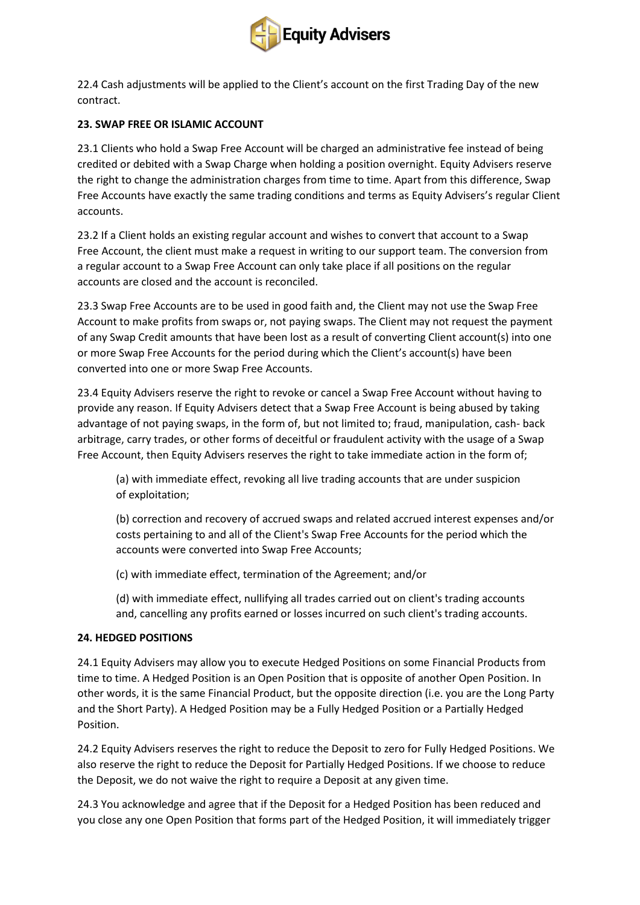22.4 Cash adjustments will be applied to the Client's account on the first Trading Day of the new contract.

**23. SWAP FREE OR ISLAMIC ACCOUNT**

23.1 Clients who hold a Swap Free Account will be charged an administrative fee instead of being credited or debited with a Swap Charge when holding a position overnight. Equity Advisers reserve the right to change the administration charges from time to time. Apart from this difference, Swap Free Accounts have exactly the same trading conditions and terms as Equity Advisers's regular Client accounts.

23.2 If a Client holds an existing regular account and wishes to convert that account to a Swap Free Account, the client must make a request in writing to our support team. The conversion from a regular account to a Swap Free Account can only take place if all positions on the regular accounts are closed and the account is reconciled.

23.3 Swap Free Accounts are to be used in good faith and, the Client may not use the Swap Free Account to make profits from swaps or, not paying swaps. The Client may not request the payment of any Swap Credit amounts that have been lost as a result of converting Client account(s) into one or more Swap Free Accounts for the period during which the Client's account(s) have been converted into one or more Swap Free Accounts.

23.4 Equity Advisers reserve the right to revoke or cancel a Swap Free Account without having to provide any reason. If Equity Advisers detect that a Swap Free Account is being abused by taking advantage of not paying swaps, in the form of, but not limited to; fraud, manipulation, cash- back arbitrage, carry trades, or other forms of deceitful or fraudulent activity with the usage of a Swap Free Account, then Equity Advisers reserves the right to take immediate action in the form of;

(a) with immediate effect, revoking all live trading accounts that are under suspicion of exploitation;

(b) correction and recovery of accrued swaps and related accrued interest expenses and/or costs pertaining to and all of the Client's Swap Free Accounts for the period which the accounts were converted into Swap Free Accounts;

(c) with immediate effect, termination of the Agreement; and/or

(d) with immediate effect, nullifying all trades carried out on client's trading accounts and, cancelling any profits earned or losses incurred on such client's trading accounts.

**24. HEDGED POSITIONS**

24.1 Equity Advisers may allow you to execute Hedged Positions on some Financial Products from time to time. A Hedged Position is an Open Position that is opposite of another Open Position. In other words, it is the same Financial Product, but the opposite direction (i.e. you are the Long Party and the Short Party). A Hedged Position may be a Fully Hedged Position or a Partially Hedged Position.

24.2 Equity Advisers reserves the right to reduce the Deposit to zero for Fully Hedged Positions. We also reserve the right to reduce the Deposit for Partially Hedged Positions. If we choose to reduce the Deposit, we do not waive the right to require a Deposit at any given time.

24.3 You acknowledge and agree that if the Deposit for a Hedged Position has been reduced and you close any one Open Position that forms part of the Hedged Position, it will immediately trigger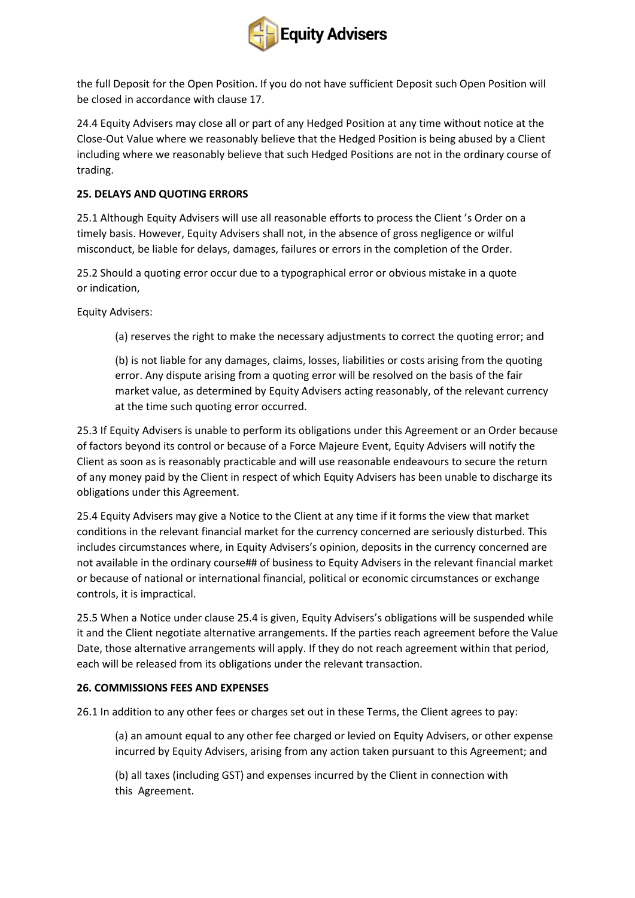the full Deposit for the Open Position. If you do not have sufficient Deposit such Open Position will be closed in accordance with clause 17.

24.4 Equity Advisers may close all or part of any Hedged Position at any time without notice at the Close-Out Value where we reasonably believe that the Hedged Position is being abused by a Client including where we reasonably believe that such Hedged Positions are not in the ordinary course of trading.

**25. DELAYS AND QUOTING ERRORS**

25.1 Although Equity Advisers will use all reasonable efforts to process the Client 's Order on a timely basis. However, Equity Advisers shall not, in the absence of gross negligence or wilful misconduct, be liable for delays, damages, failures or errors in the completion of the Order.

25.2 Should a quoting error occur due to a typographical error or obvious mistake in a quote or indication,

Equity Advisers:

(a) reserves the right to make the necessary adjustments to correct the quoting error; and

(b) is not liable for any damages, claims, losses, liabilities or costs arising from the quoting error. Any dispute arising from a quoting error will be resolved on the basis of the fair market value, as determined by Equity Advisers acting reasonably, of the relevant currency at the time such quoting error occurred.

25.3 If Equity Advisers is unable to perform its obligations under this Agreement or an Order because of factors beyond its control or because of a Force Majeure Event, Equity Advisers will notify the Client as soon as is reasonably practicable and will use reasonable endeavours to secure the return of any money paid by the Client in respect of which Equity Advisers has been unable to discharge its obligations under this Agreement.

25.4 Equity Advisers may give a Notice to the Client at any time if it forms the view that market conditions in the relevant financial market for the currency concerned are seriously disturbed. This includes circumstances where, in Equity Advisers's opinion, deposits in the currency concerned are not available in the ordinary course## of business to Equity Advisers in the relevant financial market or because of national or international financial, political or economic circumstances or exchange controls, it is impractical.

25.5 When a Notice under clause 25.4 is given, Equity Advisers's obligations will be suspended while it and the Client negotiate alternative arrangements. If the parties reach agreement before the Value Date, those alternative arrangements will apply. If they do not reach agreement within that period, each will be released from its obligations under the relevant transaction.

**26. COMMISSIONS FEES AND EXPENSES**

26.1 In addition to any other fees or charges set out in these Terms, the Client agrees to pay:

(a) an amount equal to any other fee charged or levied on Equity Advisers, or other expense incurred by Equity Advisers, arising from any action taken pursuant to this Agreement; and

(b) all taxes (including GST) and expenses incurred by the Client in connection with this Agreement.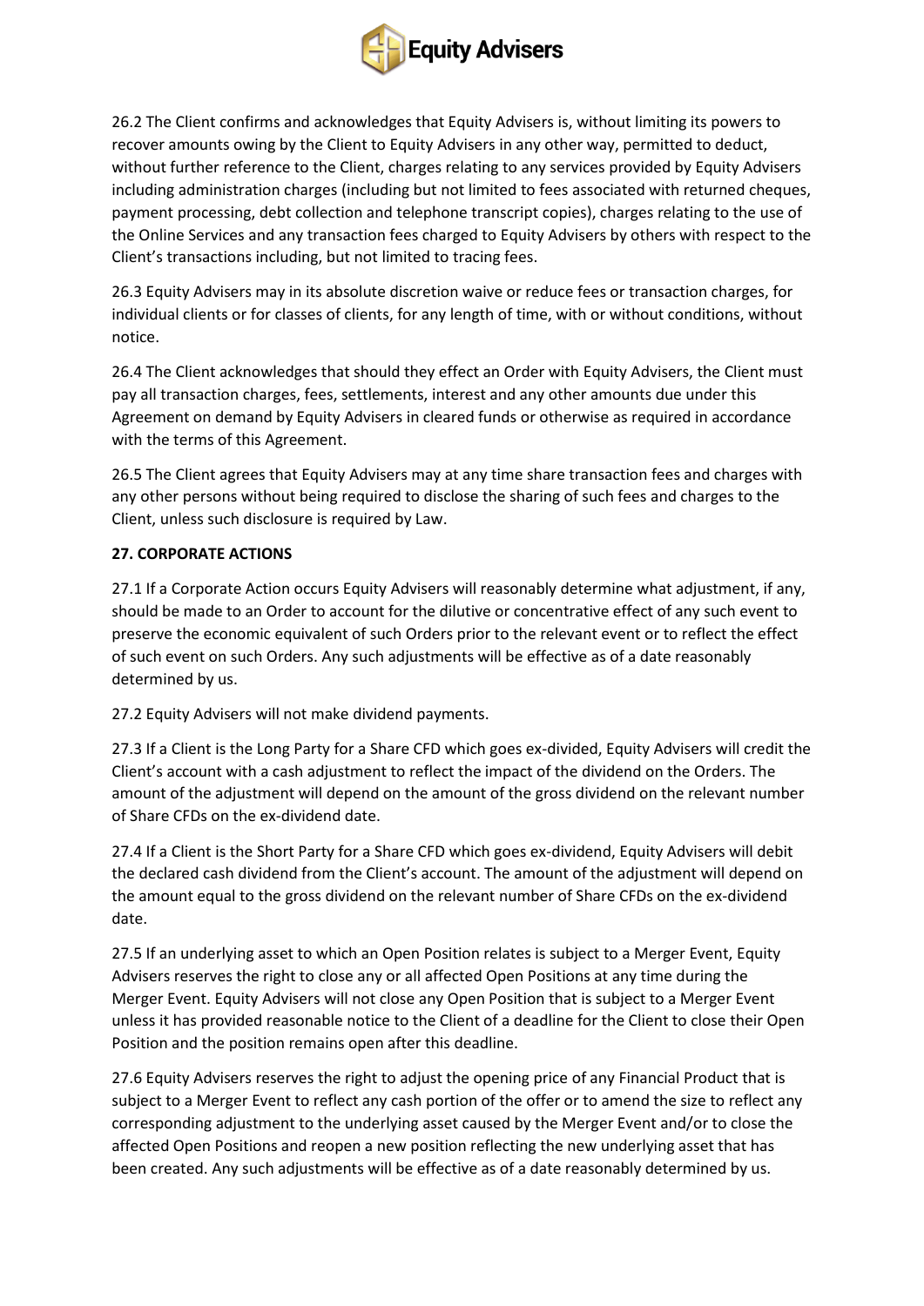26.2 The Client confirms and acknowledges that Equity Advisers is, without limiting its powers to recover amounts owing by the Client to Equity Advisers in any other way, permitted to deduct, without further reference to the Client, charges relating to any services provided by Equity Advisers including administration charges (including but not limited to fees associated with returned cheques, payment processing, debt collection and telephone transcript copies), charges relating to the use of the Online Services and any transaction fees charged to Equity Advisers by others with respect to the Client's transactions including, but not limited to tracing fees.

26.3 Equity Advisers may in its absolute discretion waive or reduce fees or transaction charges, for individual clients or for classes of clients, for any length of time, with or without conditions, without notice.

26.4 The Client acknowledges that should they effect an Order with Equity Advisers, the Client must pay all transaction charges, fees, settlements, interest and any other amounts due under this Agreement on demand by Equity Advisers in cleared funds or otherwise as required in accordance with the terms of this Agreement.

26.5 The Client agrees that Equity Advisers may at any time share transaction fees and charges with any other persons without being required to disclose the sharing of such fees and charges to the Client, unless such disclosure is required by Law.

**27. CORPORATE ACTIONS**

27.1 If a Corporate Action occurs Equity Advisers will reasonably determine what adjustment, if any, should be made to an Order to account for the dilutive or concentrative effect of any such event to preserve the economic equivalent of such Orders prior to the relevant event or to reflect the effect of such event on such Orders. Any such adjustments will be effective as of a date reasonably determined by us.

27.2 Equity Advisers will not make dividend payments.

27.3 If a Client is the Long Party for a Share CFD which goes ex-divided, Equity Advisers will credit the Client's account with a cash adjustment to reflect the impact of the dividend on the Orders. The amount of the adjustment will depend on the amount of the gross dividend on the relevant number of Share CFDs on the ex-dividend date.

27.4 If a Client is the Short Party for a Share CFD which goes ex-dividend, Equity Advisers will debit the declared cash dividend from the Client's account. The amount of the adjustment will depend on the amount equal to the gross dividend on the relevant number of Share CFDs on the ex-dividend date.

27.5 If an underlying asset to which an Open Position relates is subject to a Merger Event, Equity Advisers reserves the right to close any or all affected Open Positions at any time during the Merger Event. Equity Advisers will not close any Open Position that is subject to a Merger Event unless it has provided reasonable notice to the Client of a deadline for the Client to close their Open Position and the position remains open after this deadline.

27.6 Equity Advisers reserves the right to adjust the opening price of any Financial Product that is subject to a Merger Event to reflect any cash portion of the offer or to amend the size to reflect any corresponding adjustment to the underlying asset caused by the Merger Event and/or to close the affected Open Positions and reopen a new position reflecting the new underlying asset that has been created. Any such adjustments will be effective as of a date reasonably determined by us.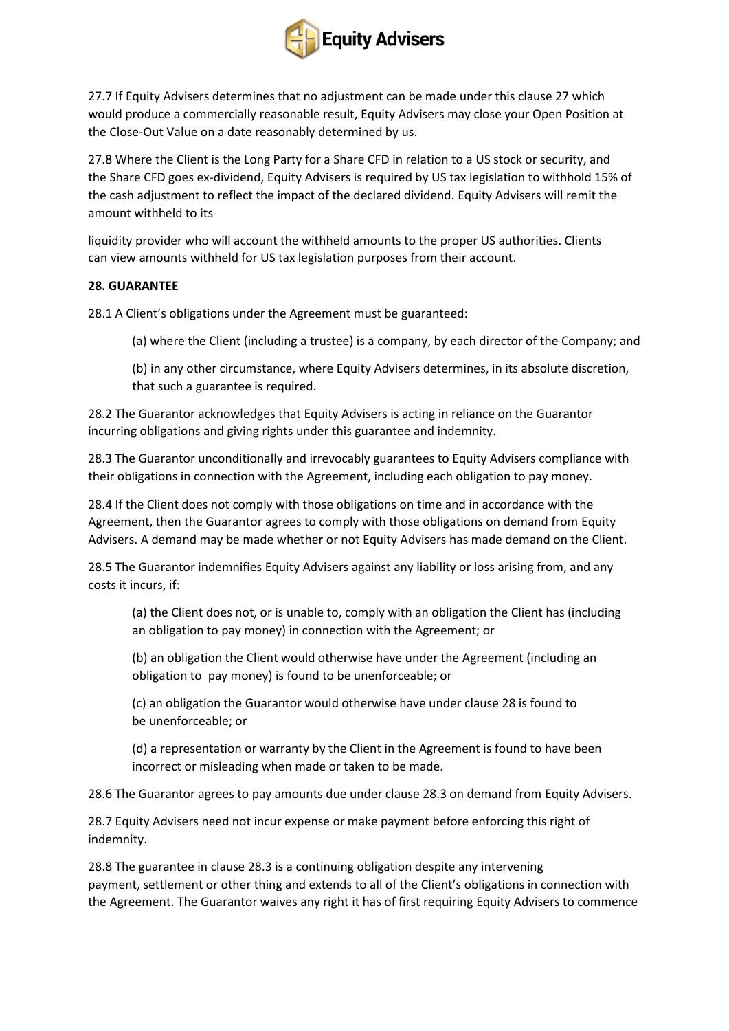27.7 If Equity Advisers determines that no adjustment can be made under this clause 27 which would produce a commercially reasonable result, Equity Advisers may close your Open Position at the Close-Out Value on a date reasonably determined by us.

27.8 Where the Client is the Long Party for a Share CFD in relation to a US stock or security, and the Share CFD goes ex-dividend, Equity Advisers is required by US tax legislation to withhold 15% of the cash adjustment to reflect the impact of the declared dividend. Equity Advisers will remit the amount withheld to its

liquidity provider who will account the withheld amounts to the proper US authorities. Clients can view amounts withheld for US tax legislation purposes from their account.

**28. GUARANTEE**

28.1 A Client's obligations under the Agreement must be guaranteed:

(a) where the Client (including a trustee) is a company, by each director of the Company; and

(b) in any other circumstance, where Equity Advisers determines, in its absolute discretion, that such a guarantee is required.

28.2 The Guarantor acknowledges that Equity Advisers is acting in reliance on the Guarantor incurring obligations and giving rights under this guarantee and indemnity.

28.3 The Guarantor unconditionally and irrevocably guarantees to Equity Advisers compliance with their obligations in connection with the Agreement, including each obligation to pay money.

28.4 If the Client does not comply with those obligations on time and in accordance with the Agreement, then the Guarantor agrees to comply with those obligations on demand from Equity Advisers. A demand may be made whether or not Equity Advisers has made demand on the Client.

28.5 The Guarantor indemnifies Equity Advisers against any liability or loss arising from, and any costs it incurs, if:

(a) the Client does not, or is unable to, comply with an obligation the Client has (including an obligation to pay money) in connection with the Agreement; or

(b) an obligation the Client would otherwise have under the Agreement (including an obligation to pay money) is found to be unenforceable; or

(c) an obligation the Guarantor would otherwise have under clause 28 is found to be unenforceable; or

(d) a representation or warranty by the Client in the Agreement is found to have been incorrect or misleading when made or taken to be made.

28.6 The Guarantor agrees to pay amounts due under clause 28.3 on demand from Equity Advisers.

28.7 Equity Advisers need not incur expense or make payment before enforcing this right of indemnity.

28.8 The guarantee in clause 28.3 is a continuing obligation despite any intervening payment, settlement or other thing and extends to all of the Client's obligations in connection with the Agreement. The Guarantor waives any right it has of first requiring Equity Advisers to commence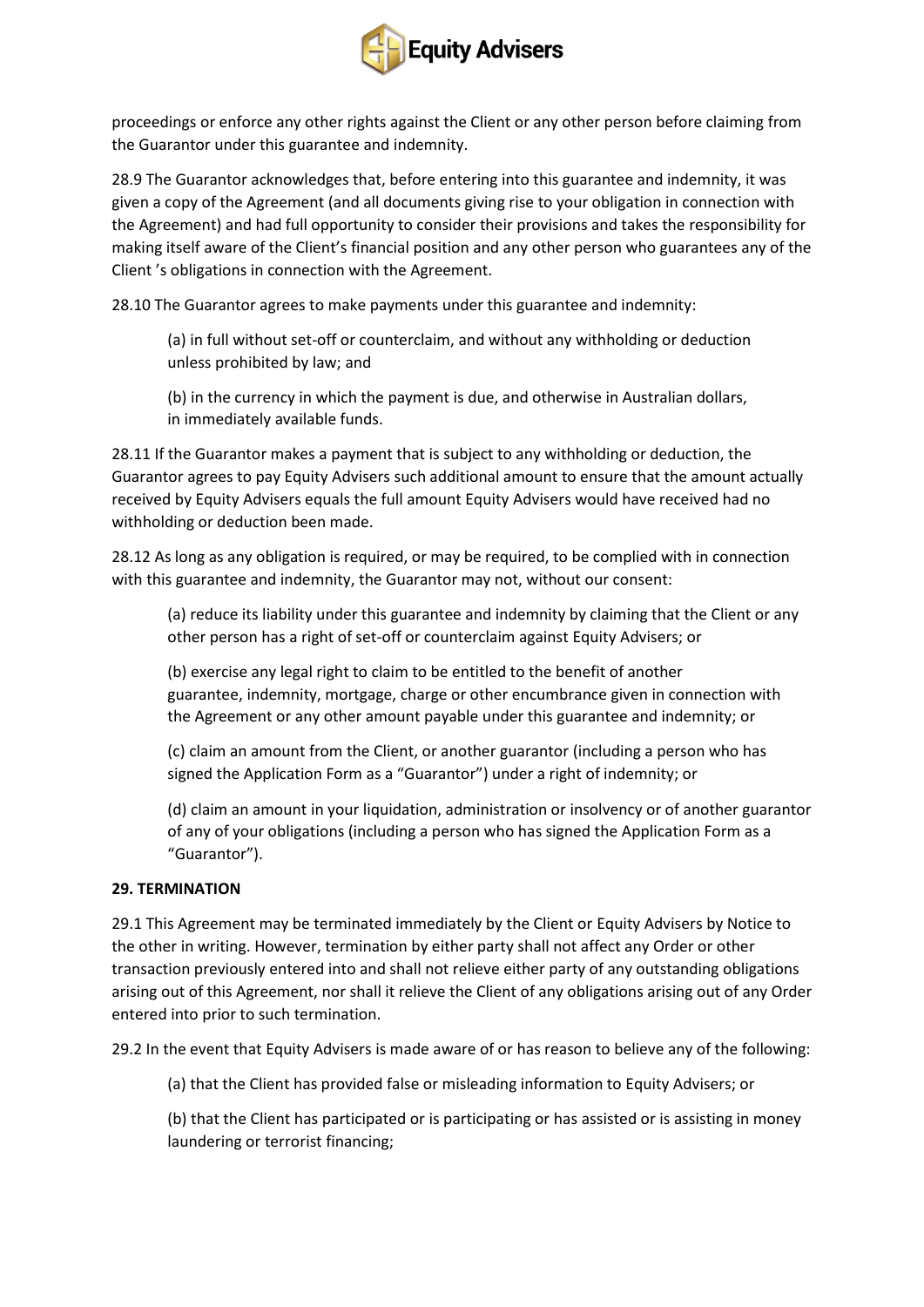proceedings or enforce any other rights against the Client or any other person before claiming from the Guarantor under this guarantee and indemnity.

28.9 The Guarantor acknowledges that, before entering into this guarantee and indemnity, it was given a copy of the Agreement (and all documents giving rise to your obligation in connection with the Agreement) and had full opportunity to consider their provisions and takes the responsibility for making itself aware of the Client's financial position and any other person who guarantees any of the Client 's obligations in connection with the Agreement.

28.10 The Guarantor agrees to make payments under this guarantee and indemnity:

(a) in full without set-off or counterclaim, and without any withholding or deduction unless prohibited by law; and

(b) in the currency in which the payment is due, and otherwise in Australian dollars, in immediately available funds.

28.11 If the Guarantor makes a payment that is subject to any withholding or deduction, the Guarantor agrees to pay Equity Advisers such additional amount to ensure that the amount actually received by Equity Advisers equals the full amount Equity Advisers would have received had no withholding or deduction been made.

28.12 As long as any obligation is required, or may be required, to be complied with in connection with this guarantee and indemnity, the Guarantor may not, without our consent:

(a) reduce its liability under this guarantee and indemnity by claiming that the Client or any other person has a right of set-off or counterclaim against Equity Advisers; or

(b) exercise any legal right to claim to be entitled to the benefit of another guarantee, indemnity, mortgage, charge or other encumbrance given in connection with the Agreement or any other amount payable under this guarantee and indemnity; or

(c) claim an amount from the Client, or another guarantor (including a person who has signed the Application Form as a "Guarantor") under a right of indemnity; or

(d) claim an amount in your liquidation, administration or insolvency or of another guarantor of any of your obligations (including a person who has signed the Application Form as a "Guarantor").

**29. TERMINATION**

29.1 This Agreement may be terminated immediately by the Client or Equity Advisers by Notice to the other in writing. However, termination by either party shall not affect any Order or other transaction previously entered into and shall not relieve either party of any outstanding obligations arising out of this Agreement, nor shall it relieve the Client of any obligations arising out of any Order entered into prior to such termination.

29.2 In the event that Equity Advisers is made aware of or has reason to believe any of the following:

(a) that the Client has provided false or misleading information to Equity Advisers; or

(b) that the Client has participated or is participating or has assisted or is assisting in money laundering or terrorist financing;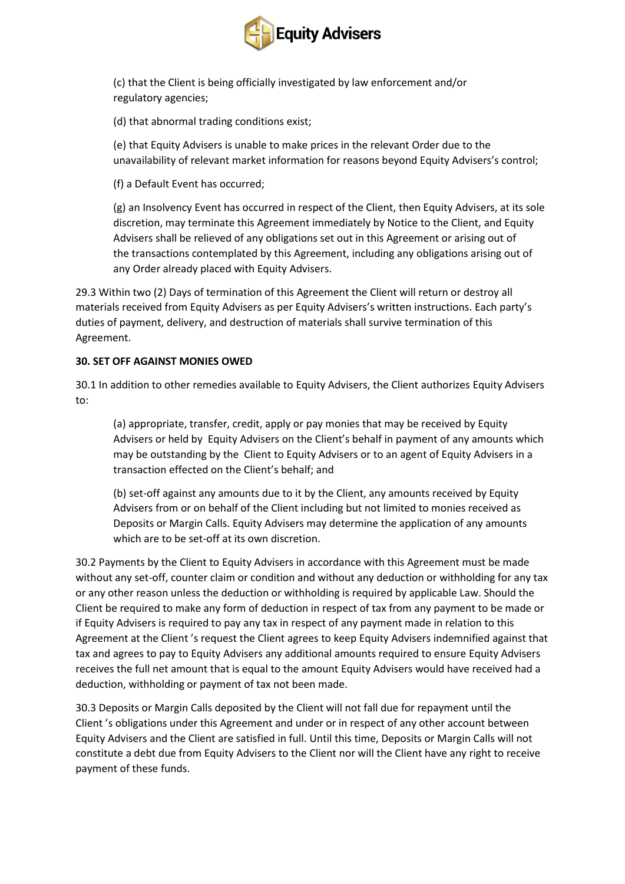(c) that the Client is being officially investigated by law enforcement and/or regulatory agencies;

(d) that abnormal trading conditions exist;

(e) that Equity Advisers is unable to make prices in the relevant Order due to the unavailability of relevant market information for reasons beyond Equity Advisers's control;

(f) a Default Event has occurred;

(g) an Insolvency Event has occurred in respect of the Client, then Equity Advisers, at its sole discretion, may terminate this Agreement immediately by Notice to the Client, and Equity Advisers shall be relieved of any obligations set out in this Agreement or arising out of the transactions contemplated by this Agreement, including any obligations arising out of any Order already placed with Equity Advisers.

29.3 Within two (2) Days of termination of this Agreement the Client will return or destroy all materials received from Equity Advisers as per Equity Advisers's written instructions. Each party's duties of payment, delivery, and destruction of materials shall survive termination of this Agreement.

**30. SET OFF AGAINST MONIES OWED**

30.1 In addition to other remedies available to Equity Advisers, the Client authorizes Equity Advisers to:

(a) appropriate, transfer, credit, apply or pay monies that may be received by Equity Advisers or held by Equity Advisers on the Client's behalf in payment of any amounts which may be outstanding by the Client to Equity Advisers or to an agent of Equity Advisers in a transaction effected on the Client's behalf; and

(b) set-off against any amounts due to it by the Client, any amounts received by Equity Advisers from or on behalf of the Client including but not limited to monies received as Deposits or Margin Calls. Equity Advisers may determine the application of any amounts which are to be set-off at its own discretion.

30.2 Payments by the Client to Equity Advisers in accordance with this Agreement must be made without any set-off, counter claim or condition and without any deduction or withholding for any tax or any other reason unless the deduction or withholding is required by applicable Law. Should the Client be required to make any form of deduction in respect of tax from any payment to be made or if Equity Advisers is required to pay any tax in respect of any payment made in relation to this Agreement at the Client 's request the Client agrees to keep Equity Advisers indemnified against that tax and agrees to pay to Equity Advisers any additional amounts required to ensure Equity Advisers receives the full net amount that is equal to the amount Equity Advisers would have received had a deduction, withholding or payment of tax not been made.

30.3 Deposits or Margin Calls deposited by the Client will not fall due for repayment until the Client 's obligations under this Agreement and under or in respect of any other account between Equity Advisers and the Client are satisfied in full. Until this time, Deposits or Margin Calls will not constitute a debt due from Equity Advisers to the Client nor will the Client have any right to receive payment of these funds.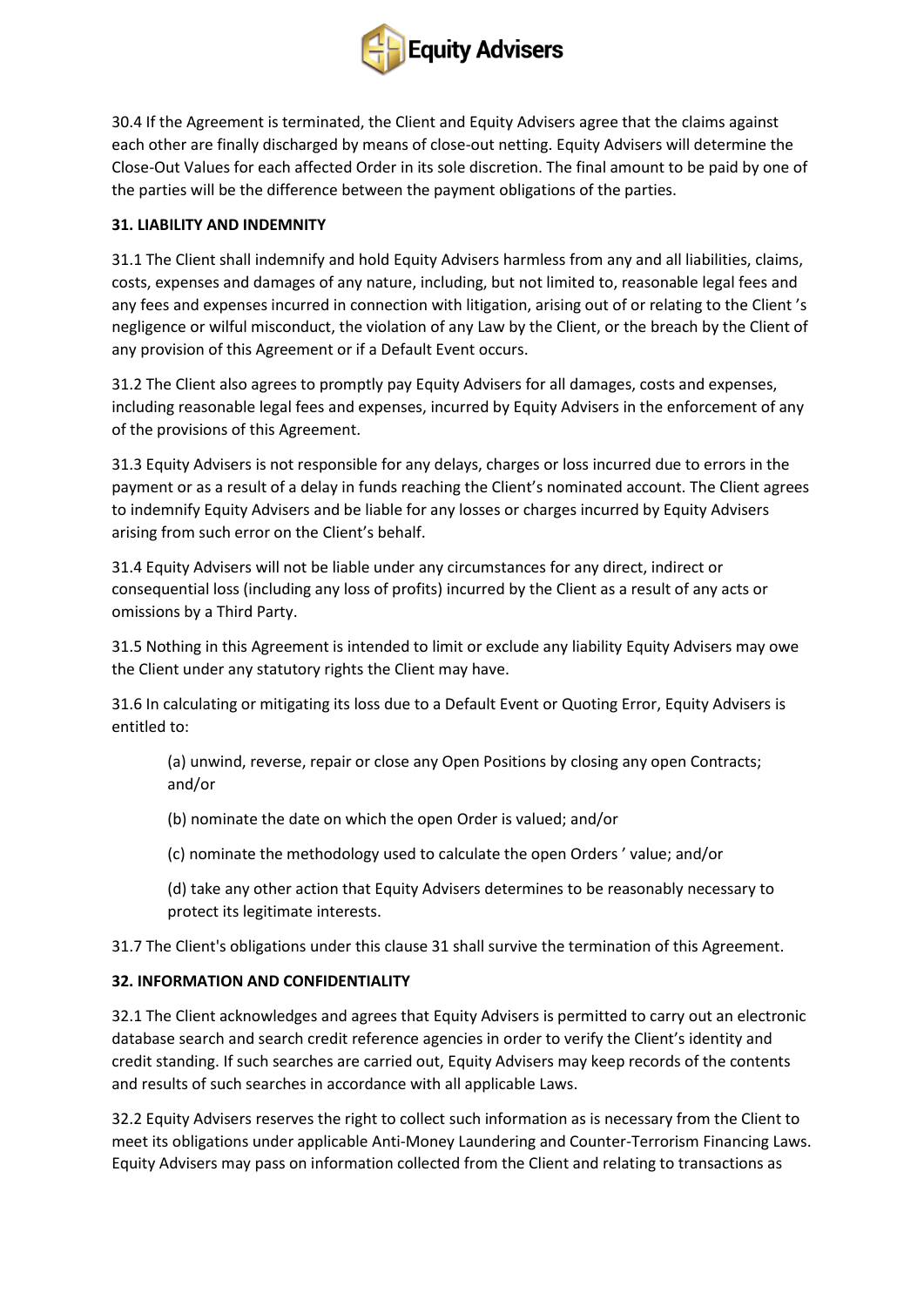30.4 If the Agreement is terminated, the Client and Equity Advisers agree that the claims against each other are finally discharged by means of close-out netting. Equity Advisers will determine the Close-Out Values for each affected Order in its sole discretion. The final amount to be paid by one of the parties will be the difference between the payment obligations of the parties.

**31. LIABILITY AND INDEMNITY**

31.1 The Client shall indemnify and hold Equity Advisers harmless from any and all liabilities, claims, costs, expenses and damages of any nature, including, but not limited to, reasonable legal fees and any fees and expenses incurred in connection with litigation, arising out of or relating to the Client 's negligence or wilful misconduct, the violation of any Law by the Client, or the breach by the Client of any provision of this Agreement or if a Default Event occurs.

31.2 The Client also agrees to promptly pay Equity Advisers for all damages, costs and expenses, including reasonable legal fees and expenses, incurred by Equity Advisers in the enforcement of any of the provisions of this Agreement.

31.3 Equity Advisers is not responsible for any delays, charges or loss incurred due to errors in the payment or as a result of a delay in funds reaching the Client's nominated account. The Client agrees to indemnify Equity Advisers and be liable for any losses or charges incurred by Equity Advisers arising from such error on the Client's behalf.

31.4 Equity Advisers will not be liable under any circumstances for any direct, indirect or consequential loss (including any loss of profits) incurred by the Client as a result of any acts or omissions by a Third Party.

31.5 Nothing in this Agreement is intended to limit or exclude any liability Equity Advisers may owe the Client under any statutory rights the Client may have.

31.6 In calculating or mitigating its loss due to a Default Event or Quoting Error, Equity Advisers is entitled to:

(a) unwind, reverse, repair or close any Open Positions by closing any open Contracts; and/or

(b) nominate the date on which the open Order is valued; and/or

(c) nominate the methodology used to calculate the open Orders ' value; and/or

(d) take any other action that Equity Advisers determines to be reasonably necessary to protect its legitimate interests.

31.7 The Client's obligations under this clause 31 shall survive the termination of this Agreement.

**32. INFORMATION AND CONFIDENTIALITY**

32.1 The Client acknowledges and agrees that Equity Advisers is permitted to carry out an electronic database search and search credit reference agencies in order to verify the Client's identity and credit standing. If such searches are carried out, Equity Advisers may keep records of the contents and results of such searches in accordance with all applicable Laws.

32.2 Equity Advisers reserves the right to collect such information as is necessary from the Client to meet its obligations under applicable Anti-Money Laundering and Counter-Terrorism Financing Laws. Equity Advisers may pass on information collected from the Client and relating to transactions as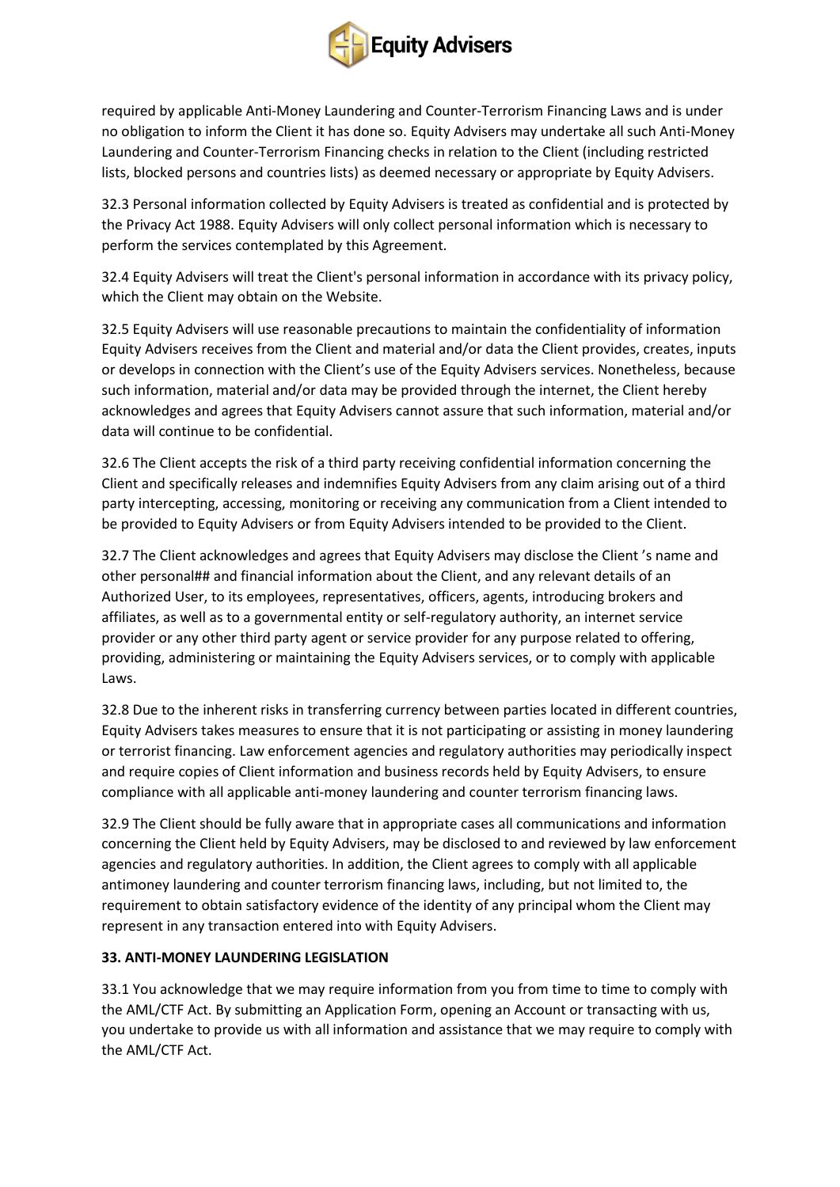required by applicable Anti-Money Laundering and Counter-Terrorism Financing Laws and is under no obligation to inform the Client it has done so. Equity Advisers may undertake all such Anti-Money Laundering and Counter-Terrorism Financing checks in relation to the Client (including restricted lists, blocked persons and countries lists) as deemed necessary or appropriate by Equity Advisers.

32.3 Personal information collected by Equity Advisers is treated as confidential and is protected by the Privacy Act 1988. Equity Advisers will only collect personal information which is necessary to perform the services contemplated by this Agreement.

32.4 Equity Advisers will treat the Client's personal information in accordance with its privacy policy, which the Client may obtain on the Website.

32.5 Equity Advisers will use reasonable precautions to maintain the confidentiality of information Equity Advisers receives from the Client and material and/or data the Client provides, creates, inputs or develops in connection with the Client's use of the Equity Advisers services. Nonetheless, because such information, material and/or data may be provided through the internet, the Client hereby acknowledges and agrees that Equity Advisers cannot assure that such information, material and/or data will continue to be confidential.

32.6 The Client accepts the risk of a third party receiving confidential information concerning the Client and specifically releases and indemnifies Equity Advisers from any claim arising out of a third party intercepting, accessing, monitoring or receiving any communication from a Client intended to be provided to Equity Advisers or from Equity Advisers intended to be provided to the Client.

32.7 The Client acknowledges and agrees that Equity Advisers may disclose the Client 's name and other personal## and financial information about the Client, and any relevant details of an Authorized User, to its employees, representatives, officers, agents, introducing brokers and affiliates, as well as to a governmental entity or self-regulatory authority, an internet service provider or any other third party agent or service provider for any purpose related to offering, providing, administering or maintaining the Equity Advisers services, or to comply with applicable Laws.

32.8 Due to the inherent risks in transferring currency between parties located in different countries, Equity Advisers takes measures to ensure that it is not participating or assisting in money laundering or terrorist financing. Law enforcement agencies and regulatory authorities may periodically inspect and require copies of Client information and business records held by Equity Advisers, to ensure compliance with all applicable anti-money laundering and counter terrorism financing laws.

32.9 The Client should be fully aware that in appropriate cases all communications and information concerning the Client held by Equity Advisers, may be disclosed to and reviewed by law enforcement agencies and regulatory authorities. In addition, the Client agrees to comply with all applicable antimoney laundering and counter terrorism financing laws, including, but not limited to, the requirement to obtain satisfactory evidence of the identity of any principal whom the Client may represent in any transaction entered into with Equity Advisers.

**33. ANTI-MONEY LAUNDERING LEGISLATION**

33.1 You acknowledge that we may require information from you from time to time to comply with the AML/CTF Act. By submitting an Application Form, opening an Account or transacting with us, you undertake to provide us with all information and assistance that we may require to comply with the AML/CTF Act.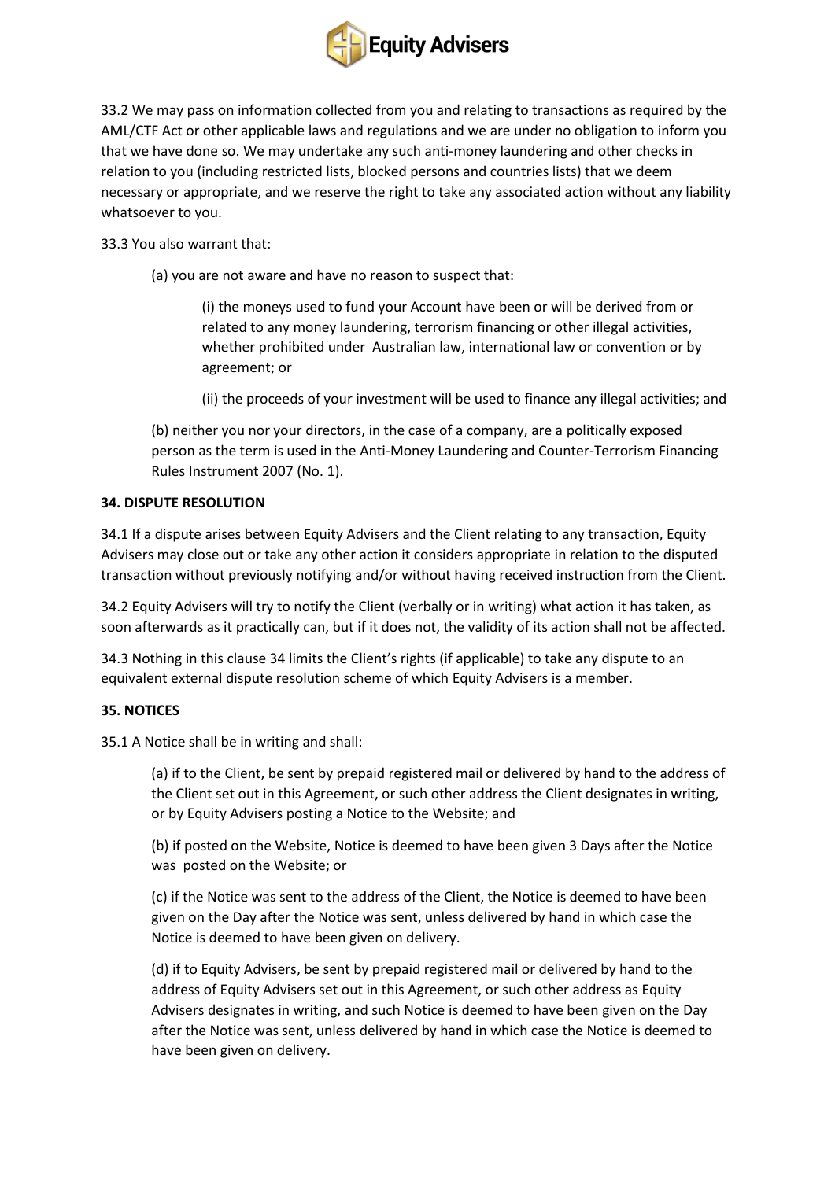33.2 We may pass on information collected from you and relating to transactions as required by the AML/CTF Act or other applicable laws and regulations and we are under no obligation to inform you that we have done so. We may undertake any such anti-money laundering and other checks in relation to you (including restricted lists, blocked persons and countries lists) that we deem necessary or appropriate, and we reserve the right to take any associated action without any liability whatsoever to you.

33.3 You also warrant that:

(a) you are not aware and have no reason to suspect that:

(i) the moneys used to fund your Account have been or will be derived from or related to any money laundering, terrorism financing or other illegal activities, whether prohibited under Australian law, international law or convention or by agreement; or

(ii) the proceeds of your investment will be used to finance any illegal activities; and

(b) neither you nor your directors, in the case of a company, are a politically exposed person as the term is used in the Anti-Money Laundering and Counter-Terrorism Financing Rules Instrument 2007 (No. 1).

**34. DISPUTE RESOLUTION**

34.1 If a dispute arises between Equity Advisers and the Client relating to any transaction, Equity Advisers may close out or take any other action it considers appropriate in relation to the disputed transaction without previously notifying and/or without having received instruction from the Client.

34.2 Equity Advisers will try to notify the Client (verbally or in writing) what action it has taken, as soon afterwards as it practically can, but if it does not, the validity of its action shall not be affected.

34.3 Nothing in this clause 34 limits the Client's rights (if applicable) to take any dispute to an equivalent external dispute resolution scheme of which Equity Advisers is a member.

**35. NOTICES**

35.1 A Notice shall be in writing and shall:

(a) if to the Client, be sent by prepaid registered mail or delivered by hand to the address of the Client set out in this Agreement, or such other address the Client designates in writing, or by Equity Advisers posting a Notice to the Website; and

(b) if posted on the Website, Notice is deemed to have been given 3 Days after the Notice was posted on the Website; or

(c) if the Notice was sent to the address of the Client, the Notice is deemed to have been given on the Day after the Notice was sent, unless delivered by hand in which case the Notice is deemed to have been given on delivery.

(d) if to Equity Advisers, be sent by prepaid registered mail or delivered by hand to the address of Equity Advisers set out in this Agreement, or such other address as Equity Advisers designates in writing, and such Notice is deemed to have been given on the Day after the Notice was sent, unless delivered by hand in which case the Notice is deemed to have been given on delivery.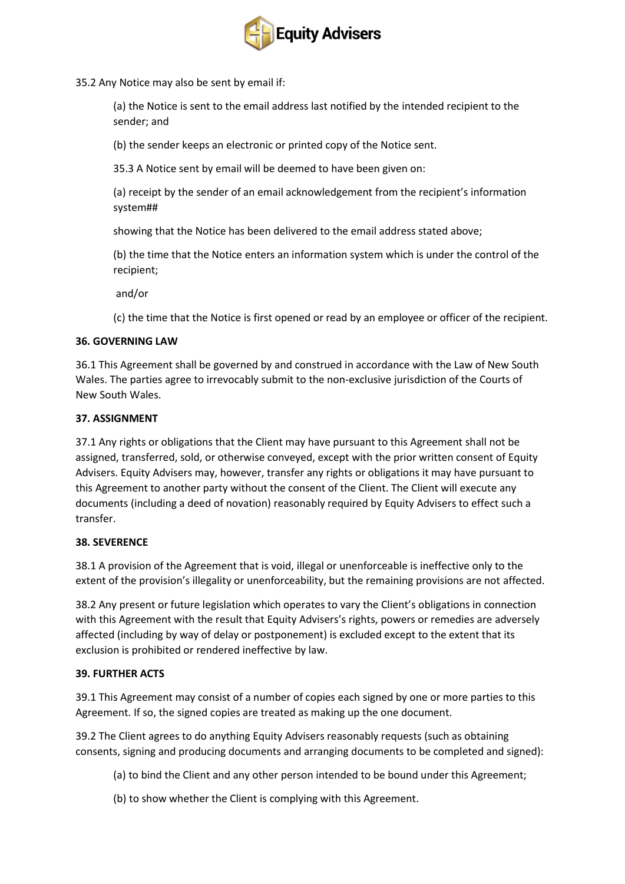35.2 Any Notice may also be sent by email if:

(a) the Notice is sent to the email address last notified by the intended recipient to the sender; and

(b) the sender keeps an electronic or printed copy of the Notice sent.

35.3 A Notice sent by email will be deemed to have been given on:

(a) receipt by the sender of an email acknowledgement from the recipient's information system##

showing that the Notice has been delivered to the email address stated above;

(b) the time that the Notice enters an information system which is under the control of the recipient;

and/or

(c) the time that the Notice is first opened or read by an employee or officer of the recipient.

**36. GOVERNING LAW**

36.1 This Agreement shall be governed by and construed in accordance with the Law of New South Wales. The parties agree to irrevocably submit to the non-exclusive jurisdiction of the Courts of New South Wales.

**37. ASSIGNMENT**

37.1 Any rights or obligations that the Client may have pursuant to this Agreement shall not be assigned, transferred, sold, or otherwise conveyed, except with the prior written consent of Equity Advisers. Equity Advisers may, however, transfer any rights or obligations it may have pursuant to this Agreement to another party without the consent of the Client. The Client will execute any documents (including a deed of novation) reasonably required by Equity Advisers to effect such a transfer.

**38. SEVERENCE**

38.1 A provision of the Agreement that is void, illegal or unenforceable is ineffective only to the extent of the provision's illegality or unenforceability, but the remaining provisions are not affected.

38.2 Any present or future legislation which operates to vary the Client's obligations in connection with this Agreement with the result that Equity Advisers's rights, powers or remedies are adversely affected (including by way of delay or postponement) is excluded except to the extent that its exclusion is prohibited or rendered ineffective by law.

**39. FURTHER ACTS**

39.1 This Agreement may consist of a number of copies each signed by one or more parties to this Agreement. If so, the signed copies are treated as making up the one document.

39.2 The Client agrees to do anything Equity Advisers reasonably requests (such as obtaining consents, signing and producing documents and arranging documents to be completed and signed):

(a) to bind the Client and any other person intended to be bound under this Agreement;

(b) to show whether the Client is complying with this Agreement.